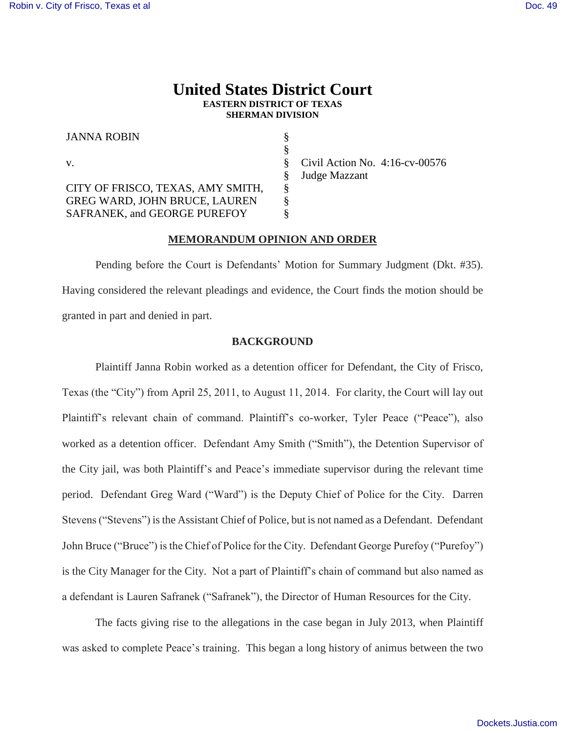# United States District Court
**EASTERN DISTRICT OF TEXAS**
**SHERMAN DIVISION**

| | | |
|---|---|---|
| JANNA ROBIN | § | |
| | § | |
| v. | § | Civil Action No. 4:16-cv-00576 |
| | § | Judge Mazzant |
| CITY OF FRISCO, TEXAS, AMY SMITH, | § | |
| GREG WARD, JOHN BRUCE, LAUREN | § | |
| SAFRANEK, and GEORGE PUREFOY | § | |

## MEMORANDUM OPINION AND ORDER

Pending before the Court is Defendants' Motion for Summary Judgment (Dkt. #35). Having considered the relevant pleadings and evidence, the Court finds the motion should be granted in part and denied in part.

## BACKGROUND

Plaintiff Janna Robin worked as a detention officer for Defendant, the City of Frisco, Texas (the "City") from April 25, 2011, to August 11, 2014. For clarity, the Court will lay out Plaintiff's relevant chain of command. Plaintiff's co-worker, Tyler Peace ("Peace"), also worked as a detention officer. Defendant Amy Smith ("Smith"), the Detention Supervisor of the City jail, was both Plaintiff's and Peace's immediate supervisor during the relevant time period. Defendant Greg Ward ("Ward") is the Deputy Chief of Police for the City. Darren Stevens ("Stevens") is the Assistant Chief of Police, but is not named as a Defendant. Defendant John Bruce ("Bruce") is the Chief of Police for the City. Defendant George Purefoy ("Purefoy") is the City Manager for the City. Not a part of Plaintiff's chain of command but also named as a defendant is Lauren Safranek ("Safranek"), the Director of Human Resources for the City.

The facts giving rise to the allegations in the case began in July 2013, when Plaintiff was asked to complete Peace's training. This began a long history of animus between the two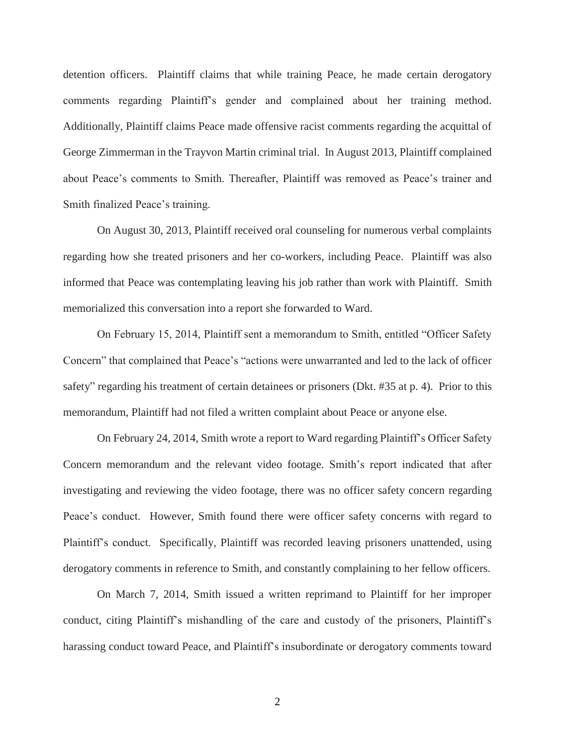detention officers. Plaintiff claims that while training Peace, he made certain derogatory comments regarding Plaintiff's gender and complained about her training method. Additionally, Plaintiff claims Peace made offensive racist comments regarding the acquittal of George Zimmerman in the Trayvon Martin criminal trial. In August 2013, Plaintiff complained about Peace's comments to Smith. Thereafter, Plaintiff was removed as Peace's trainer and Smith finalized Peace's training.

On August 30, 2013, Plaintiff received oral counseling for numerous verbal complaints regarding how she treated prisoners and her co-workers, including Peace. Plaintiff was also informed that Peace was contemplating leaving his job rather than work with Plaintiff. Smith memorialized this conversation into a report she forwarded to Ward.

On February 15, 2014, Plaintiff sent a memorandum to Smith, entitled "Officer Safety Concern" that complained that Peace's "actions were unwarranted and led to the lack of officer safety" regarding his treatment of certain detainees or prisoners (Dkt. #35 at p. 4). Prior to this memorandum, Plaintiff had not filed a written complaint about Peace or anyone else.

On February 24, 2014, Smith wrote a report to Ward regarding Plaintiff's Officer Safety Concern memorandum and the relevant video footage. Smith's report indicated that after investigating and reviewing the video footage, there was no officer safety concern regarding Peace's conduct. However, Smith found there were officer safety concerns with regard to Plaintiff's conduct. Specifically, Plaintiff was recorded leaving prisoners unattended, using derogatory comments in reference to Smith, and constantly complaining to her fellow officers.

On March 7, 2014, Smith issued a written reprimand to Plaintiff for her improper conduct, citing Plaintiff's mishandling of the care and custody of the prisoners, Plaintiff's harassing conduct toward Peace, and Plaintiff's insubordinate or derogatory comments toward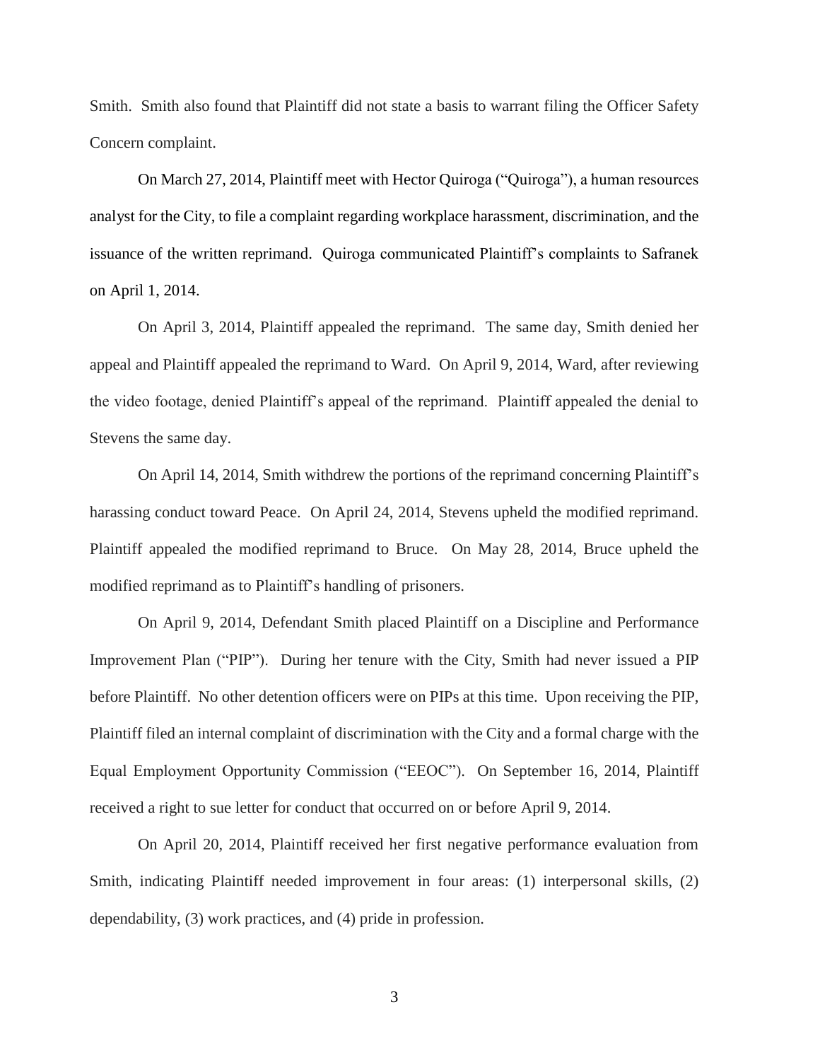Smith. Smith also found that Plaintiff did not state a basis to warrant filing the Officer Safety Concern complaint.

On March 27, 2014, Plaintiff meet with Hector Quiroga ("Quiroga"), a human resources analyst for the City, to file a complaint regarding workplace harassment, discrimination, and the issuance of the written reprimand. Quiroga communicated Plaintiff's complaints to Safranek on April 1, 2014.

On April 3, 2014, Plaintiff appealed the reprimand. The same day, Smith denied her appeal and Plaintiff appealed the reprimand to Ward. On April 9, 2014, Ward, after reviewing the video footage, denied Plaintiff's appeal of the reprimand. Plaintiff appealed the denial to Stevens the same day.

On April 14, 2014, Smith withdrew the portions of the reprimand concerning Plaintiff's harassing conduct toward Peace. On April 24, 2014, Stevens upheld the modified reprimand. Plaintiff appealed the modified reprimand to Bruce. On May 28, 2014, Bruce upheld the modified reprimand as to Plaintiff's handling of prisoners.

On April 9, 2014, Defendant Smith placed Plaintiff on a Discipline and Performance Improvement Plan ("PIP"). During her tenure with the City, Smith had never issued a PIP before Plaintiff. No other detention officers were on PIPs at this time. Upon receiving the PIP, Plaintiff filed an internal complaint of discrimination with the City and a formal charge with the Equal Employment Opportunity Commission ("EEOC"). On September 16, 2014, Plaintiff received a right to sue letter for conduct that occurred on or before April 9, 2014.

On April 20, 2014, Plaintiff received her first negative performance evaluation from Smith, indicating Plaintiff needed improvement in four areas: (1) interpersonal skills, (2) dependability, (3) work practices, and (4) pride in profession.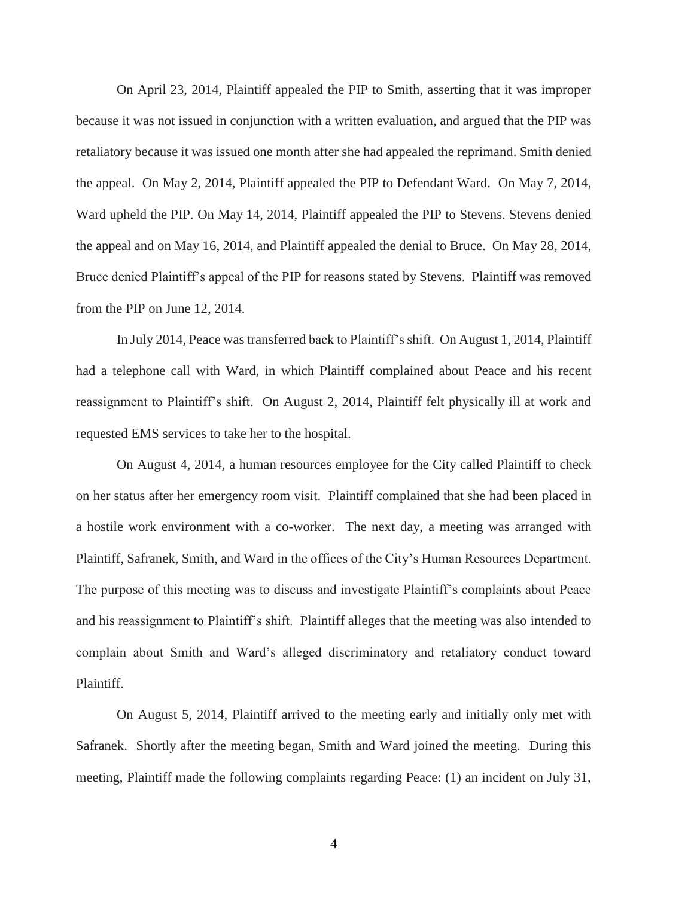On April 23, 2014, Plaintiff appealed the PIP to Smith, asserting that it was improper because it was not issued in conjunction with a written evaluation, and argued that the PIP was retaliatory because it was issued one month after she had appealed the reprimand. Smith denied the appeal. On May 2, 2014, Plaintiff appealed the PIP to Defendant Ward. On May 7, 2014, Ward upheld the PIP. On May 14, 2014, Plaintiff appealed the PIP to Stevens. Stevens denied the appeal and on May 16, 2014, and Plaintiff appealed the denial to Bruce. On May 28, 2014, Bruce denied Plaintiff's appeal of the PIP for reasons stated by Stevens. Plaintiff was removed from the PIP on June 12, 2014.

In July 2014, Peace was transferred back to Plaintiff's shift. On August 1, 2014, Plaintiff had a telephone call with Ward, in which Plaintiff complained about Peace and his recent reassignment to Plaintiff's shift. On August 2, 2014, Plaintiff felt physically ill at work and requested EMS services to take her to the hospital.

On August 4, 2014, a human resources employee for the City called Plaintiff to check on her status after her emergency room visit. Plaintiff complained that she had been placed in a hostile work environment with a co-worker. The next day, a meeting was arranged with Plaintiff, Safranek, Smith, and Ward in the offices of the City's Human Resources Department. The purpose of this meeting was to discuss and investigate Plaintiff's complaints about Peace and his reassignment to Plaintiff's shift. Plaintiff alleges that the meeting was also intended to complain about Smith and Ward's alleged discriminatory and retaliatory conduct toward Plaintiff.

On August 5, 2014, Plaintiff arrived to the meeting early and initially only met with Safranek. Shortly after the meeting began, Smith and Ward joined the meeting. During this meeting, Plaintiff made the following complaints regarding Peace: (1) an incident on July 31,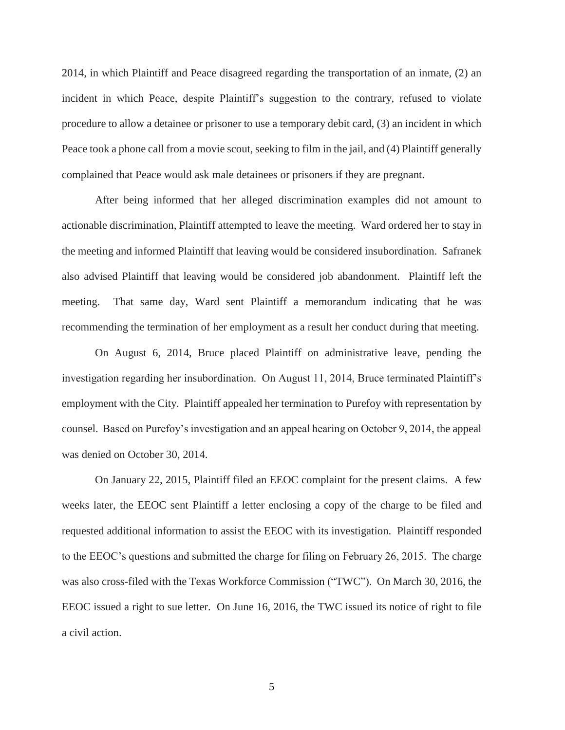2014, in which Plaintiff and Peace disagreed regarding the transportation of an inmate, (2) an incident in which Peace, despite Plaintiff's suggestion to the contrary, refused to violate procedure to allow a detainee or prisoner to use a temporary debit card, (3) an incident in which Peace took a phone call from a movie scout, seeking to film in the jail, and (4) Plaintiff generally complained that Peace would ask male detainees or prisoners if they are pregnant.

After being informed that her alleged discrimination examples did not amount to actionable discrimination, Plaintiff attempted to leave the meeting. Ward ordered her to stay in the meeting and informed Plaintiff that leaving would be considered insubordination. Safranek also advised Plaintiff that leaving would be considered job abandonment. Plaintiff left the meeting. That same day, Ward sent Plaintiff a memorandum indicating that he was recommending the termination of her employment as a result her conduct during that meeting.

On August 6, 2014, Bruce placed Plaintiff on administrative leave, pending the investigation regarding her insubordination. On August 11, 2014, Bruce terminated Plaintiff's employment with the City. Plaintiff appealed her termination to Purefoy with representation by counsel. Based on Purefoy's investigation and an appeal hearing on October 9, 2014, the appeal was denied on October 30, 2014.

On January 22, 2015, Plaintiff filed an EEOC complaint for the present claims. A few weeks later, the EEOC sent Plaintiff a letter enclosing a copy of the charge to be filed and requested additional information to assist the EEOC with its investigation. Plaintiff responded to the EEOC's questions and submitted the charge for filing on February 26, 2015. The charge was also cross-filed with the Texas Workforce Commission ("TWC"). On March 30, 2016, the EEOC issued a right to sue letter. On June 16, 2016, the TWC issued its notice of right to file a civil action.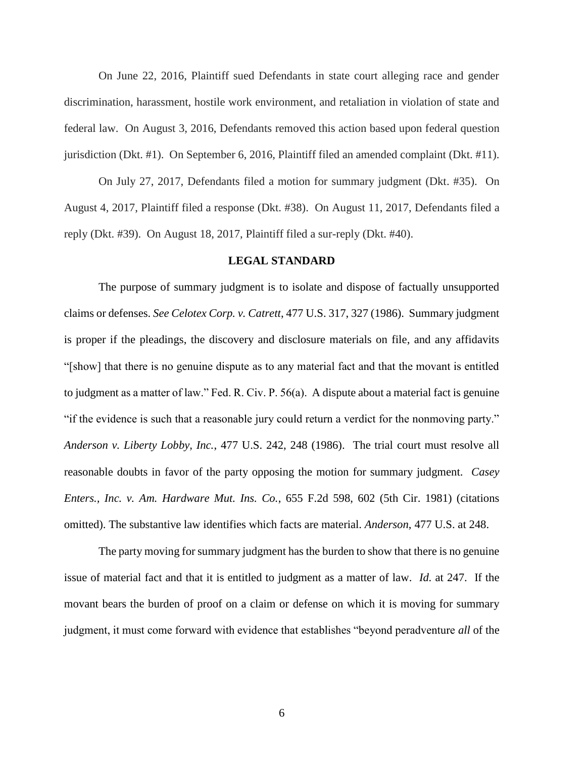On June 22, 2016, Plaintiff sued Defendants in state court alleging race and gender discrimination, harassment, hostile work environment, and retaliation in violation of state and federal law. On August 3, 2016, Defendants removed this action based upon federal question jurisdiction (Dkt. #1). On September 6, 2016, Plaintiff filed an amended complaint (Dkt. #11).

On July 27, 2017, Defendants filed a motion for summary judgment (Dkt. #35). On August 4, 2017, Plaintiff filed a response (Dkt. #38). On August 11, 2017, Defendants filed a reply (Dkt. #39). On August 18, 2017, Plaintiff filed a sur-reply (Dkt. #40).

## LEGAL STANDARD

The purpose of summary judgment is to isolate and dispose of factually unsupported claims or defenses. *See Celotex Corp. v. Catrett*, 477 U.S. 317, 327 (1986). Summary judgment is proper if the pleadings, the discovery and disclosure materials on file, and any affidavits "[show] that there is no genuine dispute as to any material fact and that the movant is entitled to judgment as a matter of law." Fed. R. Civ. P. 56(a). A dispute about a material fact is genuine "if the evidence is such that a reasonable jury could return a verdict for the nonmoving party." *Anderson v. Liberty Lobby, Inc.*, 477 U.S. 242, 248 (1986). The trial court must resolve all reasonable doubts in favor of the party opposing the motion for summary judgment. *Casey Enters., Inc. v. Am. Hardware Mut. Ins. Co.*, 655 F.2d 598, 602 (5th Cir. 1981) (citations omitted). The substantive law identifies which facts are material. *Anderson*, 477 U.S. at 248.

The party moving for summary judgment has the burden to show that there is no genuine issue of material fact and that it is entitled to judgment as a matter of law. *Id.* at 247. If the movant bears the burden of proof on a claim or defense on which it is moving for summary judgment, it must come forward with evidence that establishes "beyond peradventure *all* of the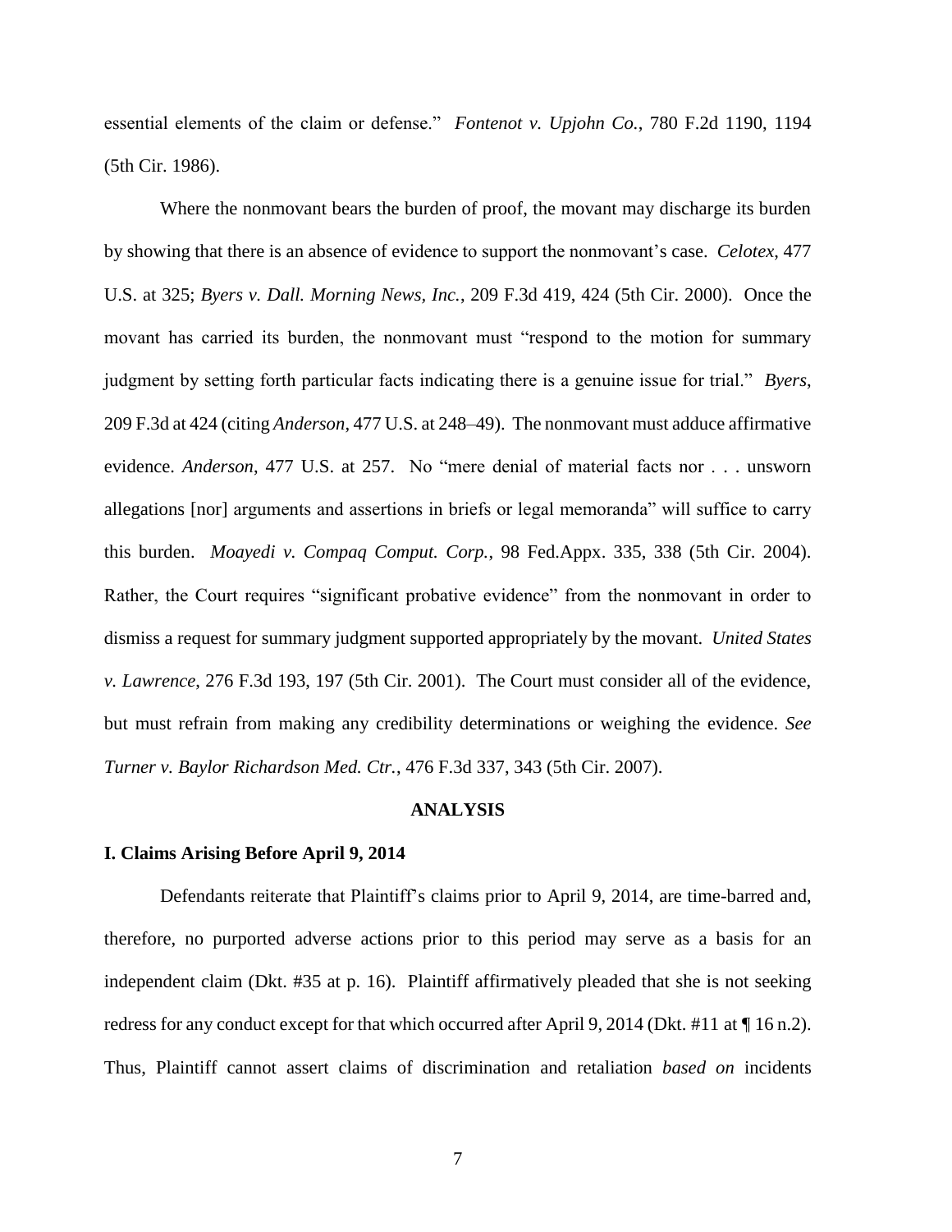essential elements of the claim or defense." *Fontenot v. Upjohn Co.*, 780 F.2d 1190, 1194 (5th Cir. 1986).

Where the nonmovant bears the burden of proof, the movant may discharge its burden by showing that there is an absence of evidence to support the nonmovant's case. *Celotex*, 477 U.S. at 325; *Byers v. Dall. Morning News, Inc.*, 209 F.3d 419, 424 (5th Cir. 2000). Once the movant has carried its burden, the nonmovant must "respond to the motion for summary judgment by setting forth particular facts indicating there is a genuine issue for trial." *Byers*, 209 F.3d at 424 (citing *Anderson*, 477 U.S. at 248–49). The nonmovant must adduce affirmative evidence. *Anderson*, 477 U.S. at 257. No "mere denial of material facts nor . . . unsworn allegations [nor] arguments and assertions in briefs or legal memoranda" will suffice to carry this burden. *Moayedi v. Compaq Comput. Corp.*, 98 Fed.Appx. 335, 338 (5th Cir. 2004). Rather, the Court requires "significant probative evidence" from the nonmovant in order to dismiss a request for summary judgment supported appropriately by the movant. *United States v. Lawrence*, 276 F.3d 193, 197 (5th Cir. 2001). The Court must consider all of the evidence, but must refrain from making any credibility determinations or weighing the evidence. *See Turner v. Baylor Richardson Med. Ctr.*, 476 F.3d 337, 343 (5th Cir. 2007).

## ANALYSIS

### I. Claims Arising Before April 9, 2014

Defendants reiterate that Plaintiff's claims prior to April 9, 2014, are time-barred and, therefore, no purported adverse actions prior to this period may serve as a basis for an independent claim (Dkt. #35 at p. 16). Plaintiff affirmatively pleaded that she is not seeking redress for any conduct except for that which occurred after April 9, 2014 (Dkt. #11 at ¶ 16 n.2). Thus, Plaintiff cannot assert claims of discrimination and retaliation *based on* incidents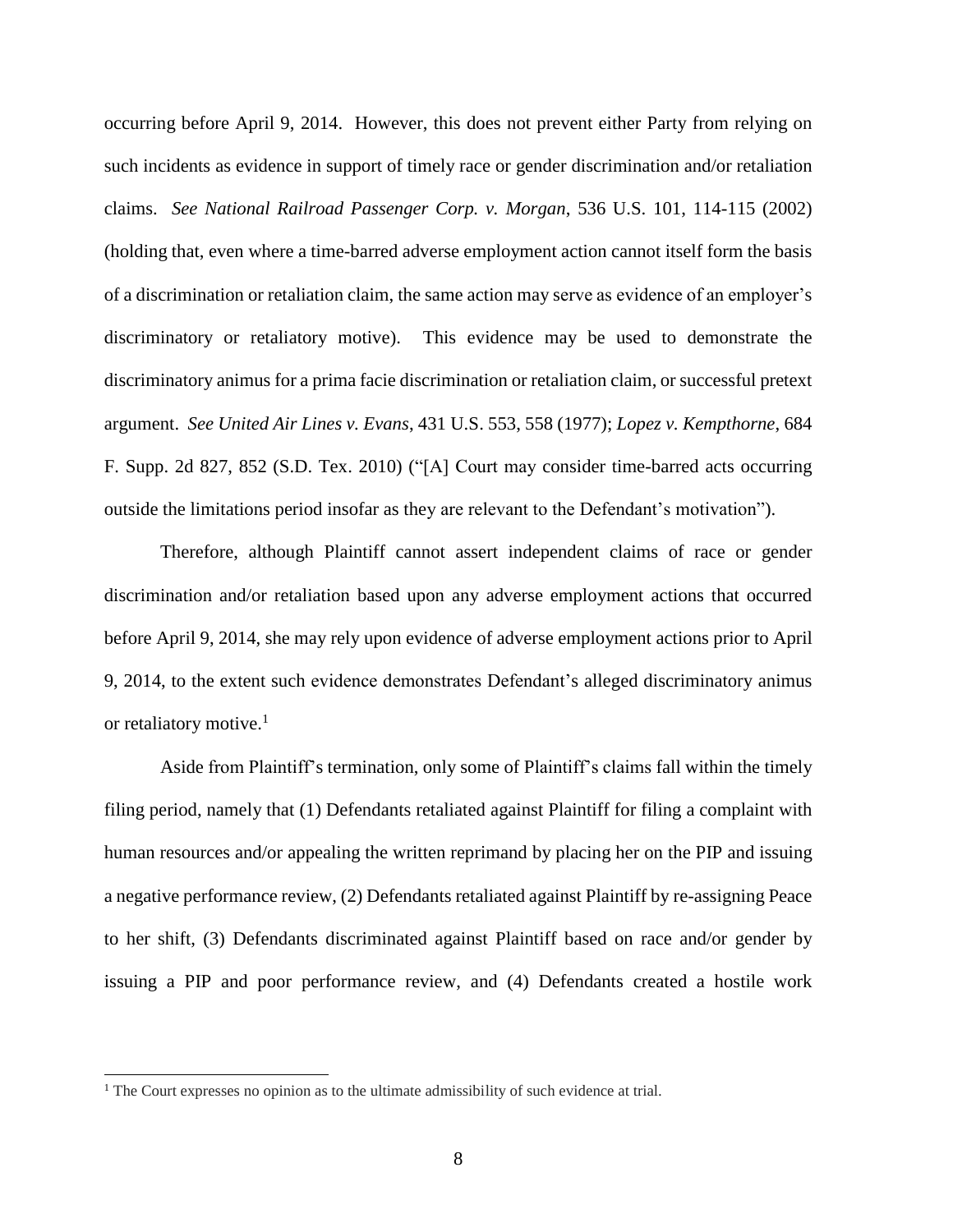occurring before April 9, 2014. However, this does not prevent either Party from relying on such incidents as evidence in support of timely race or gender discrimination and/or retaliation claims. *See National Railroad Passenger Corp. v. Morgan*, 536 U.S. 101, 114-115 (2002) (holding that, even where a time-barred adverse employment action cannot itself form the basis of a discrimination or retaliation claim, the same action may serve as evidence of an employer's discriminatory or retaliatory motive). This evidence may be used to demonstrate the discriminatory animus for a prima facie discrimination or retaliation claim, or successful pretext argument. *See United Air Lines v. Evans*, 431 U.S. 553, 558 (1977); *Lopez v. Kempthorne*, 684 F. Supp. 2d 827, 852 (S.D. Tex. 2010) ("[A] Court may consider time-barred acts occurring outside the limitations period insofar as they are relevant to the Defendant's motivation").

Therefore, although Plaintiff cannot assert independent claims of race or gender discrimination and/or retaliation based upon any adverse employment actions that occurred before April 9, 2014, she may rely upon evidence of adverse employment actions prior to April 9, 2014, to the extent such evidence demonstrates Defendant's alleged discriminatory animus or retaliatory motive.[1]

Aside from Plaintiff's termination, only some of Plaintiff's claims fall within the timely filing period, namely that (1) Defendants retaliated against Plaintiff for filing a complaint with human resources and/or appealing the written reprimand by placing her on the PIP and issuing a negative performance review, (2) Defendants retaliated against Plaintiff by re-assigning Peace to her shift, (3) Defendants discriminated against Plaintiff based on race and/or gender by issuing a PIP and poor performance review, and (4) Defendants created a hostile work

[1] The Court expresses no opinion as to the ultimate admissibility of such evidence at trial.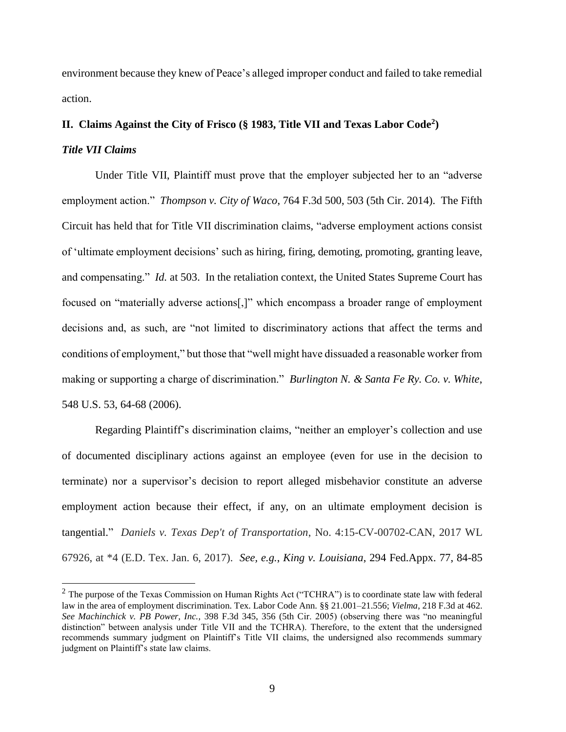environment because they knew of Peace's alleged improper conduct and failed to take remedial action.

## II. Claims Against the City of Frisco (§ 1983, Title VII and Texas Labor Code[2])

### *Title VII Claims*

Under Title VII, Plaintiff must prove that the employer subjected her to an "adverse employment action." *Thompson v. City of Waco*, 764 F.3d 500, 503 (5th Cir. 2014). The Fifth Circuit has held that for Title VII discrimination claims, "adverse employment actions consist of 'ultimate employment decisions' such as hiring, firing, demoting, promoting, granting leave, and compensating." *Id.* at 503. In the retaliation context, the United States Supreme Court has focused on "materially adverse actions[,]" which encompass a broader range of employment decisions and, as such, are "not limited to discriminatory actions that affect the terms and conditions of employment," but those that "well might have dissuaded a reasonable worker from making or supporting a charge of discrimination." *Burlington N. & Santa Fe Ry. Co. v. White*, 548 U.S. 53, 64-68 (2006).

Regarding Plaintiff's discrimination claims, "neither an employer's collection and use of documented disciplinary actions against an employee (even for use in the decision to terminate) nor a supervisor's decision to report alleged misbehavior constitute an adverse employment action because their effect, if any, on an ultimate employment decision is tangential." *Daniels v. Texas Dep't of Transportation*, No. 4:15-CV-00702-CAN, 2017 WL 67926, at *4 (E.D. Tex. Jan. 6, 2017). *See, e.g.*, *King v. Louisiana*, 294 Fed.Appx. 77, 84-85

---

[2] The purpose of the Texas Commission on Human Rights Act ("TCHRA") is to coordinate state law with federal law in the area of employment discrimination. Tex. Labor Code Ann. §§ 21.001–21.556; *Vielma*, 218 F.3d at 462. *See Machinchick v. PB Power, Inc.,* 398 F.3d 345, 356 (5th Cir. 2005) (observing there was "no meaningful distinction" between analysis under Title VII and the TCHRA). Therefore, to the extent that the undersigned recommends summary judgment on Plaintiff's Title VII claims, the undersigned also recommends summary judgment on Plaintiff's state law claims.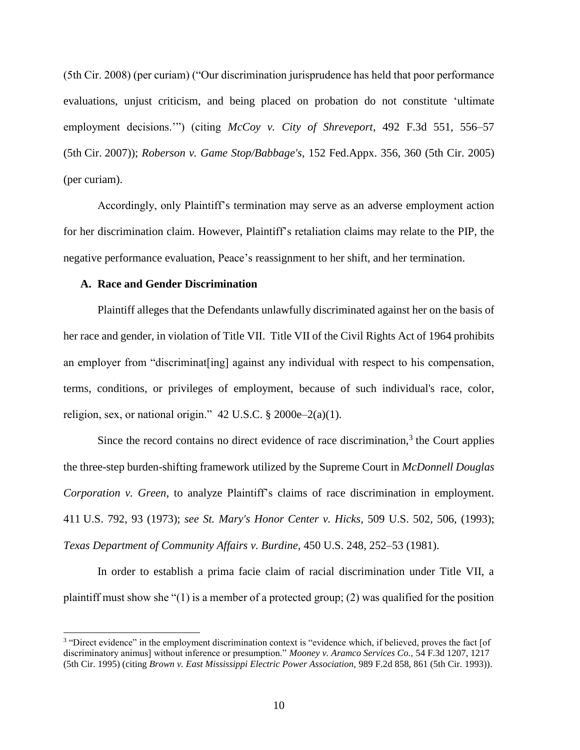(5th Cir. 2008) (per curiam) ("Our discrimination jurisprudence has held that poor performance evaluations, unjust criticism, and being placed on probation do not constitute 'ultimate employment decisions.'") (citing *McCoy v. City of Shreveport*, 492 F.3d 551, 556–57 (5th Cir. 2007)); *Roberson v. Game Stop/Babbage's*, 152 Fed.Appx. 356, 360 (5th Cir. 2005) (per curiam).

Accordingly, only Plaintiff's termination may serve as an adverse employment action for her discrimination claim. However, Plaintiff's retaliation claims may relate to the PIP, the negative performance evaluation, Peace's reassignment to her shift, and her termination.

### A. Race and Gender Discrimination

Plaintiff alleges that the Defendants unlawfully discriminated against her on the basis of her race and gender, in violation of Title VII. Title VII of the Civil Rights Act of 1964 prohibits an employer from "discriminat[ing] against any individual with respect to his compensation, terms, conditions, or privileges of employment, because of such individual's race, color, religion, sex, or national origin." 42 U.S.C. § 2000e–2(a)(1).

Since the record contains no direct evidence of race discrimination,[3] the Court applies the three-step burden-shifting framework utilized by the Supreme Court in *McDonnell Douglas Corporation v. Green,* to analyze Plaintiff's claims of race discrimination in employment. 411 U.S. 792, 93 (1973); *see St. Mary's Honor Center v. Hicks*, 509 U.S. 502, 506, (1993); *Texas Department of Community Affairs v. Burdine,* 450 U.S. 248, 252–53 (1981).

In order to establish a prima facie claim of racial discrimination under Title VII, a plaintiff must show she "(1) is a member of a protected group; (2) was qualified for the position

[3] "Direct evidence" in the employment discrimination context is "evidence which, if believed, proves the fact [of discriminatory animus] without inference or presumption." *Mooney v. Aramco Services Co.,* 54 F.3d 1207, 1217 (5th Cir. 1995) (citing *Brown v. East Mississippi Electric Power Association,* 989 F.2d 858, 861 (5th Cir. 1993)).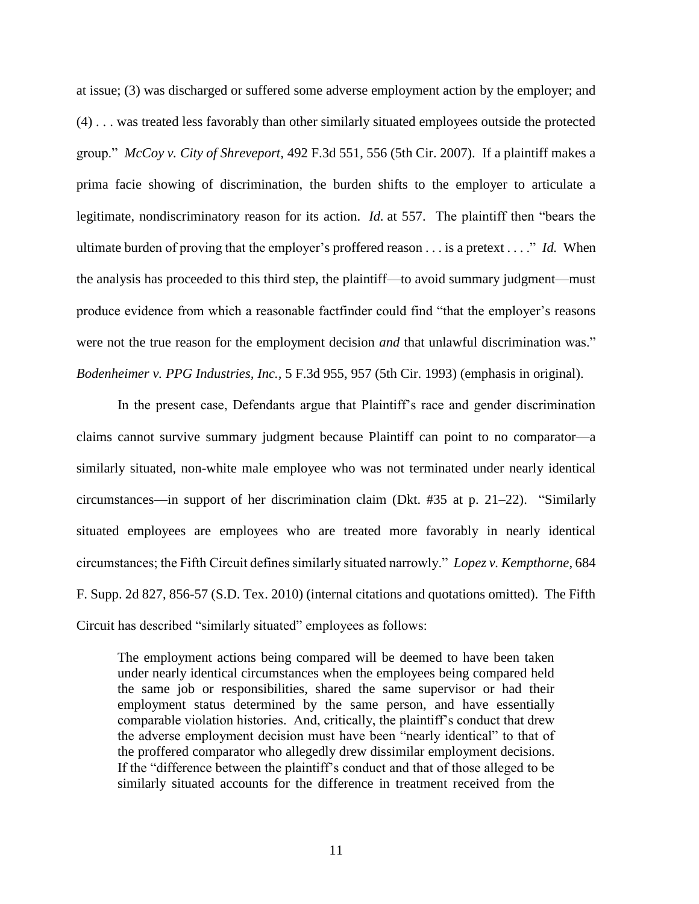at issue; (3) was discharged or suffered some adverse employment action by the employer; and (4) . . . was treated less favorably than other similarly situated employees outside the protected group." *McCoy v. City of Shreveport*, 492 F.3d 551, 556 (5th Cir. 2007). If a plaintiff makes a prima facie showing of discrimination, the burden shifts to the employer to articulate a legitimate, nondiscriminatory reason for its action. *Id.* at 557. The plaintiff then "bears the ultimate burden of proving that the employer's proffered reason . . . is a pretext . . . ." *Id.* When the analysis has proceeded to this third step, the plaintiff—to avoid summary judgment—must produce evidence from which a reasonable factfinder could find "that the employer's reasons were not the true reason for the employment decision *and* that unlawful discrimination was." *Bodenheimer v. PPG Industries, Inc.*, 5 F.3d 955, 957 (5th Cir. 1993) (emphasis in original).

In the present case, Defendants argue that Plaintiff's race and gender discrimination claims cannot survive summary judgment because Plaintiff can point to no comparator—a similarly situated, non-white male employee who was not terminated under nearly identical circumstances—in support of her discrimination claim (Dkt. #35 at p. 21–22). "Similarly situated employees are employees who are treated more favorably in nearly identical circumstances; the Fifth Circuit defines similarly situated narrowly." *Lopez v. Kempthorne*, 684 F. Supp. 2d 827, 856-57 (S.D. Tex. 2010) (internal citations and quotations omitted). The Fifth Circuit has described "similarly situated" employees as follows:

> The employment actions being compared will be deemed to have been taken under nearly identical circumstances when the employees being compared held the same job or responsibilities, shared the same supervisor or had their employment status determined by the same person, and have essentially comparable violation histories. And, critically, the plaintiff's conduct that drew the adverse employment decision must have been "nearly identical" to that of the proffered comparator who allegedly drew dissimilar employment decisions. If the "difference between the plaintiff's conduct and that of those alleged to be similarly situated accounts for the difference in treatment received from the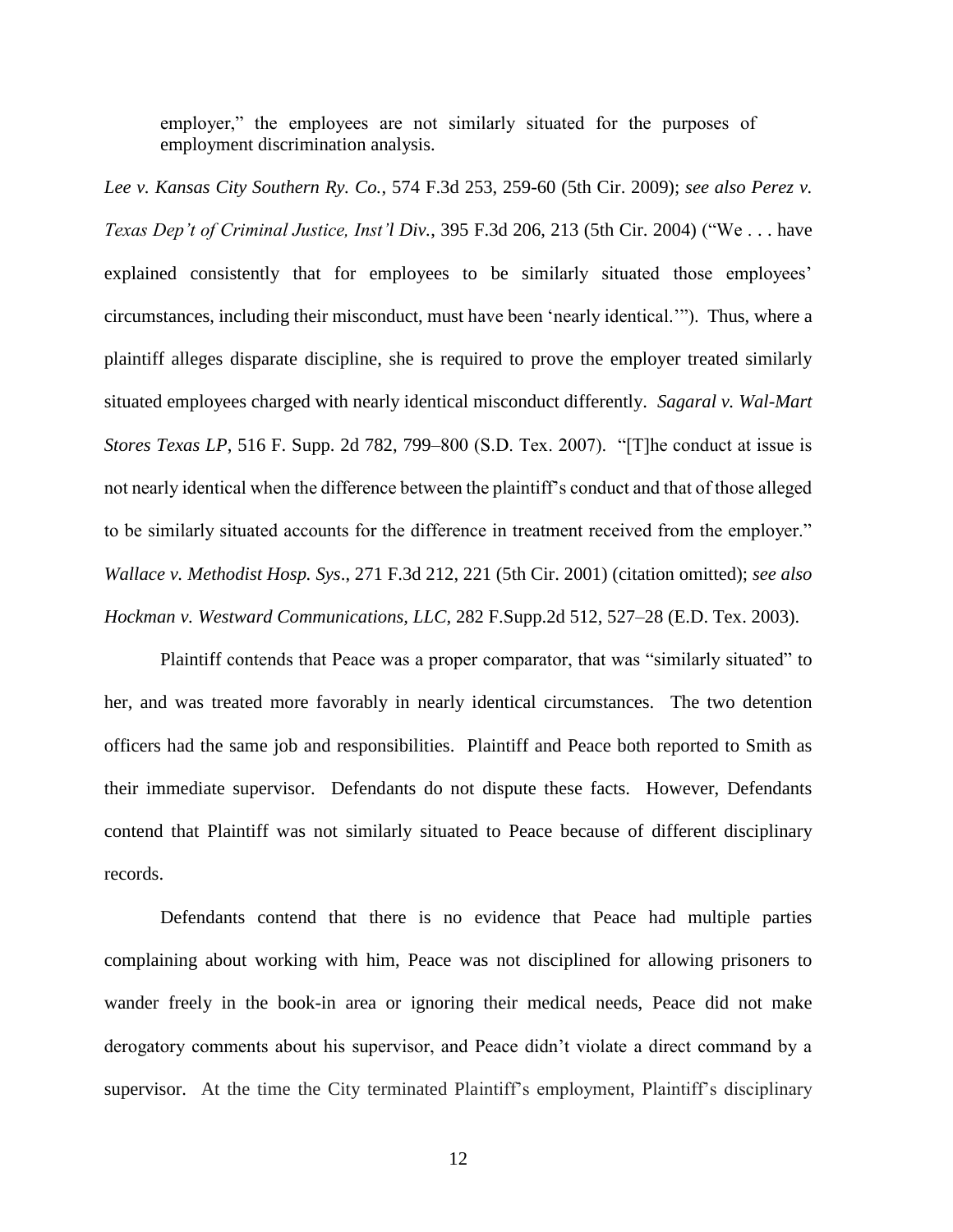employer," the employees are not similarly situated for the purposes of employment discrimination analysis.

*Lee v. Kansas City Southern Ry. Co.*, 574 F.3d 253, 259-60 (5th Cir. 2009); *see also Perez v. Texas Dep't of Criminal Justice, Inst'l Div.*, 395 F.3d 206, 213 (5th Cir. 2004) ("We . . . have explained consistently that for employees to be similarly situated those employees' circumstances, including their misconduct, must have been 'nearly identical.'"). Thus, where a plaintiff alleges disparate discipline, she is required to prove the employer treated similarly situated employees charged with nearly identical misconduct differently. *Sagaral v. Wal-Mart Stores Texas LP*, 516 F. Supp. 2d 782, 799–800 (S.D. Tex. 2007). "[T]he conduct at issue is not nearly identical when the difference between the plaintiff's conduct and that of those alleged to be similarly situated accounts for the difference in treatment received from the employer." *Wallace v. Methodist Hosp. Sys*., 271 F.3d 212, 221 (5th Cir. 2001) (citation omitted); *see also Hockman v. Westward Communications, LLC*, 282 F.Supp.2d 512, 527–28 (E.D. Tex. 2003).

Plaintiff contends that Peace was a proper comparator, that was "similarly situated" to her, and was treated more favorably in nearly identical circumstances. The two detention officers had the same job and responsibilities. Plaintiff and Peace both reported to Smith as their immediate supervisor. Defendants do not dispute these facts. However, Defendants contend that Plaintiff was not similarly situated to Peace because of different disciplinary records.

Defendants contend that there is no evidence that Peace had multiple parties complaining about working with him, Peace was not disciplined for allowing prisoners to wander freely in the book-in area or ignoring their medical needs, Peace did not make derogatory comments about his supervisor, and Peace didn't violate a direct command by a supervisor. At the time the City terminated Plaintiff's employment, Plaintiff's disciplinary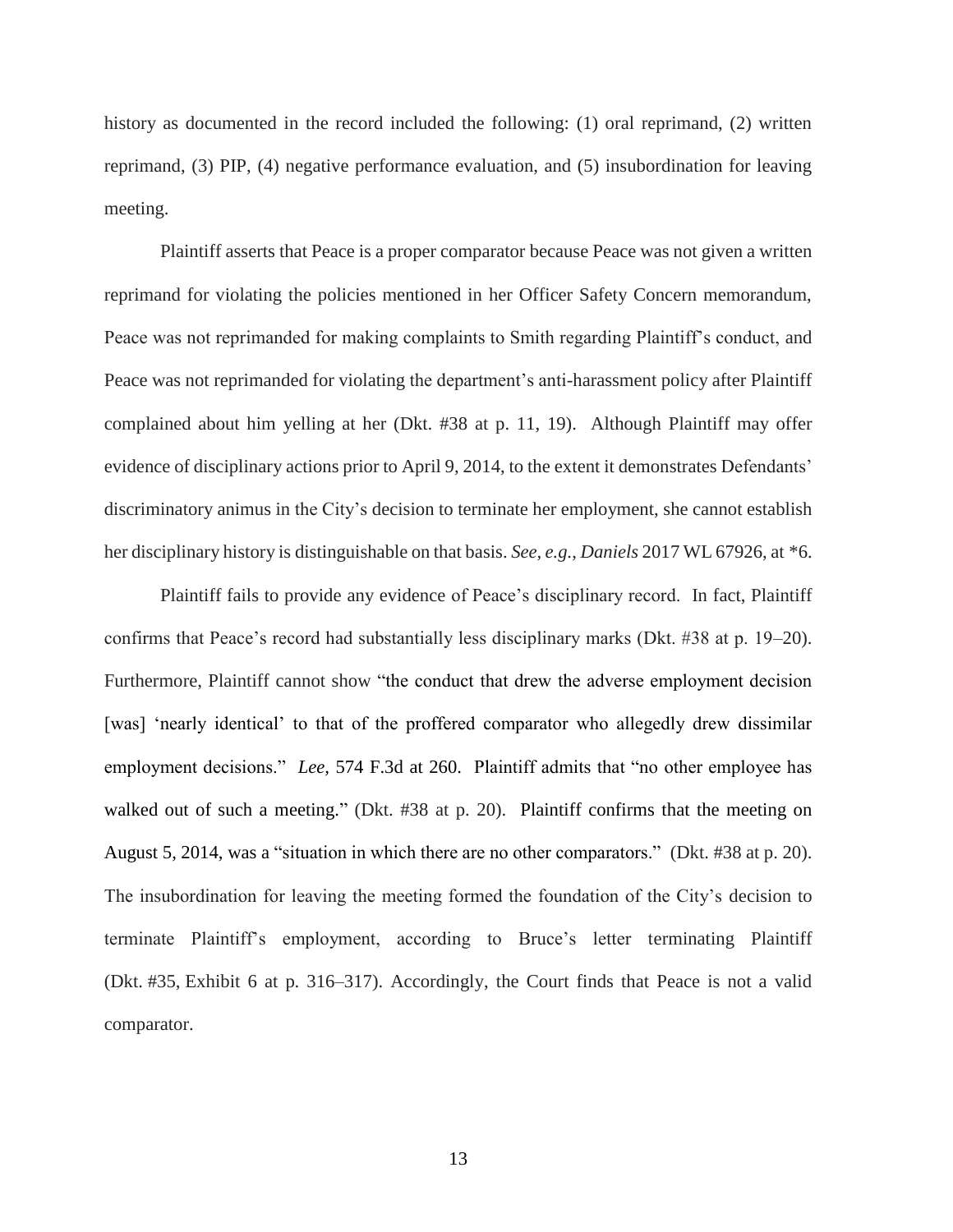history as documented in the record included the following: (1) oral reprimand, (2) written reprimand, (3) PIP, (4) negative performance evaluation, and (5) insubordination for leaving meeting.

Plaintiff asserts that Peace is a proper comparator because Peace was not given a written reprimand for violating the policies mentioned in her Officer Safety Concern memorandum, Peace was not reprimanded for making complaints to Smith regarding Plaintiff's conduct, and Peace was not reprimanded for violating the department's anti-harassment policy after Plaintiff complained about him yelling at her (Dkt. #38 at p. 11, 19). Although Plaintiff may offer evidence of disciplinary actions prior to April 9, 2014, to the extent it demonstrates Defendants' discriminatory animus in the City's decision to terminate her employment, she cannot establish her disciplinary history is distinguishable on that basis. *See, e.g.*, *Daniels* 2017 WL 67926, at *6.

Plaintiff fails to provide any evidence of Peace's disciplinary record. In fact, Plaintiff confirms that Peace's record had substantially less disciplinary marks (Dkt. #38 at p. 19–20). Furthermore, Plaintiff cannot show "the conduct that drew the adverse employment decision [was] 'nearly identical' to that of the proffered comparator who allegedly drew dissimilar employment decisions." *Lee*, 574 F.3d at 260. Plaintiff admits that "no other employee has walked out of such a meeting." (Dkt. #38 at p. 20). Plaintiff confirms that the meeting on August 5, 2014, was a "situation in which there are no other comparators." (Dkt. #38 at p. 20). The insubordination for leaving the meeting formed the foundation of the City's decision to terminate Plaintiff's employment, according to Bruce's letter terminating Plaintiff (Dkt. #35, Exhibit 6 at p. 316–317). Accordingly, the Court finds that Peace is not a valid comparator.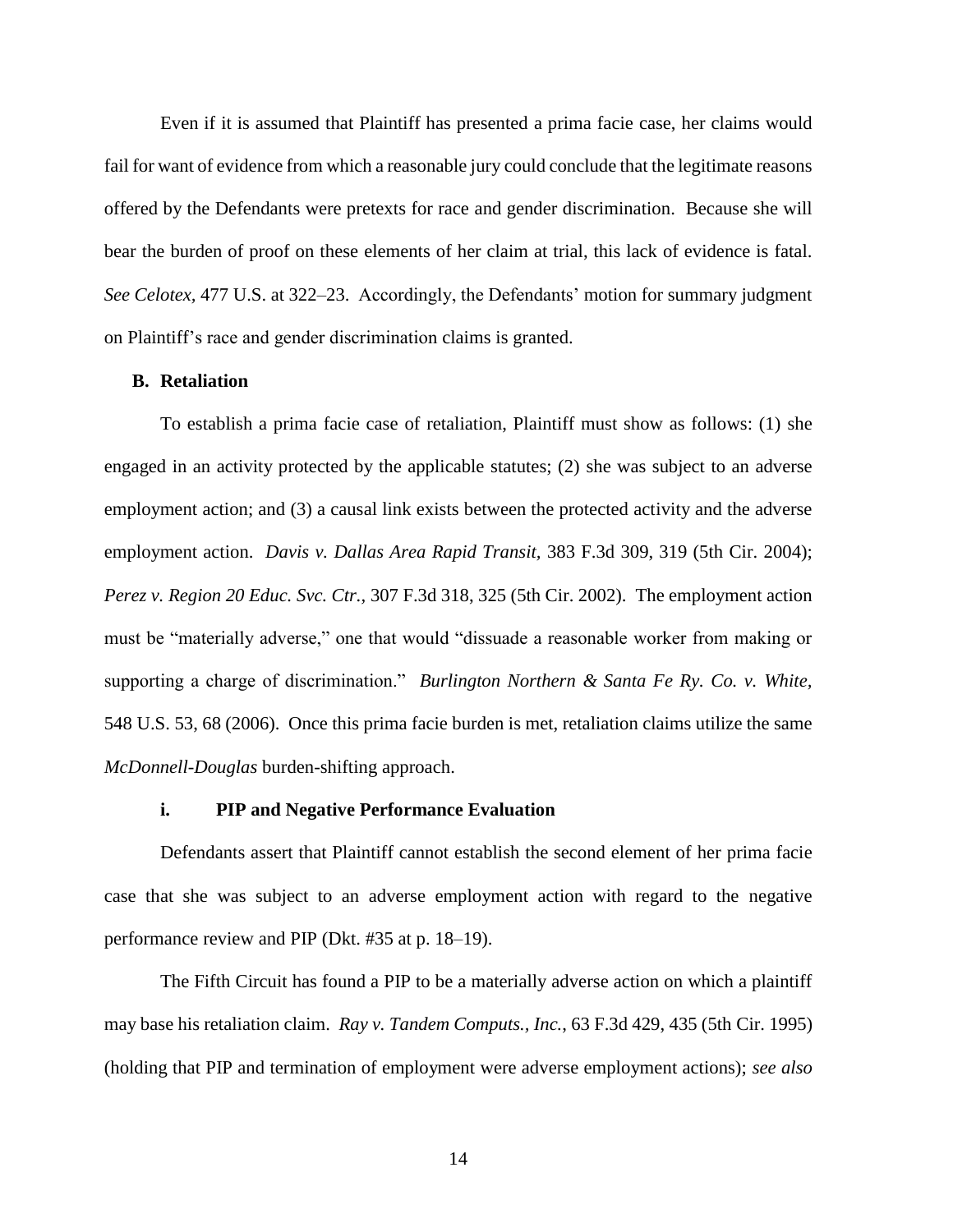Even if it is assumed that Plaintiff has presented a prima facie case, her claims would fail for want of evidence from which a reasonable jury could conclude that the legitimate reasons offered by the Defendants were pretexts for race and gender discrimination. Because she will bear the burden of proof on these elements of her claim at trial, this lack of evidence is fatal. *See Celotex,* 477 U.S. at 322–23. Accordingly, the Defendants' motion for summary judgment on Plaintiff's race and gender discrimination claims is granted.

### B. Retaliation

To establish a prima facie case of retaliation, Plaintiff must show as follows: (1) she engaged in an activity protected by the applicable statutes; (2) she was subject to an adverse employment action; and (3) a causal link exists between the protected activity and the adverse employment action. *Davis v. Dallas Area Rapid Transit,* 383 F.3d 309, 319 (5th Cir. 2004); *Perez v. Region 20 Educ. Svc. Ctr.,* 307 F.3d 318, 325 (5th Cir. 2002). The employment action must be "materially adverse," one that would "dissuade a reasonable worker from making or supporting a charge of discrimination." *Burlington Northern & Santa Fe Ry. Co. v. White,* 548 U.S. 53, 68 (2006). Once this prima facie burden is met, retaliation claims utilize the same *McDonnell-Douglas* burden-shifting approach.

#### i. PIP and Negative Performance Evaluation

Defendants assert that Plaintiff cannot establish the second element of her prima facie case that she was subject to an adverse employment action with regard to the negative performance review and PIP (Dkt. #35 at p. 18–19).

The Fifth Circuit has found a PIP to be a materially adverse action on which a plaintiff may base his retaliation claim. *Ray v. Tandem Computs., Inc.*, 63 F.3d 429, 435 (5th Cir. 1995) (holding that PIP and termination of employment were adverse employment actions); *see also*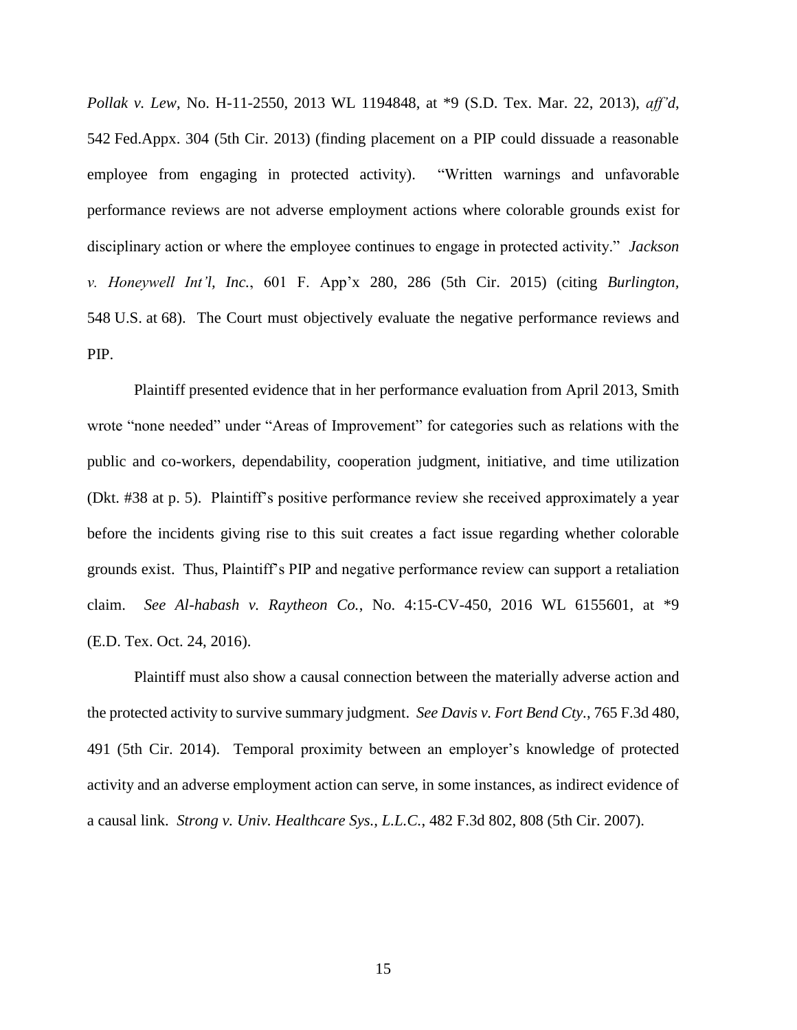*Pollak v. Lew*, No. H-11-2550, 2013 WL 1194848, at *9 (S.D. Tex. Mar. 22, 2013), *aff'd*, 542 Fed.Appx. 304 (5th Cir. 2013) (finding placement on a PIP could dissuade a reasonable employee from engaging in protected activity). "Written warnings and unfavorable performance reviews are not adverse employment actions where colorable grounds exist for disciplinary action or where the employee continues to engage in protected activity." *Jackson v. Honeywell Int'l, Inc.*, 601 F. App'x 280, 286 (5th Cir. 2015) (citing *Burlington*, 548 U.S. at 68). The Court must objectively evaluate the negative performance reviews and PIP.

Plaintiff presented evidence that in her performance evaluation from April 2013, Smith wrote "none needed" under "Areas of Improvement" for categories such as relations with the public and co-workers, dependability, cooperation judgment, initiative, and time utilization (Dkt. #38 at p. 5). Plaintiff's positive performance review she received approximately a year before the incidents giving rise to this suit creates a fact issue regarding whether colorable grounds exist. Thus, Plaintiff's PIP and negative performance review can support a retaliation claim. *See Al-habash v. Raytheon Co.*, No. 4:15-CV-450, 2016 WL 6155601, at *9 (E.D. Tex. Oct. 24, 2016).

Plaintiff must also show a causal connection between the materially adverse action and the protected activity to survive summary judgment. *See Davis v. Fort Bend Cty.*, 765 F.3d 480, 491 (5th Cir. 2014). Temporal proximity between an employer's knowledge of protected activity and an adverse employment action can serve, in some instances, as indirect evidence of a causal link. *Strong v. Univ. Healthcare Sys., L.L.C.*, 482 F.3d 802, 808 (5th Cir. 2007).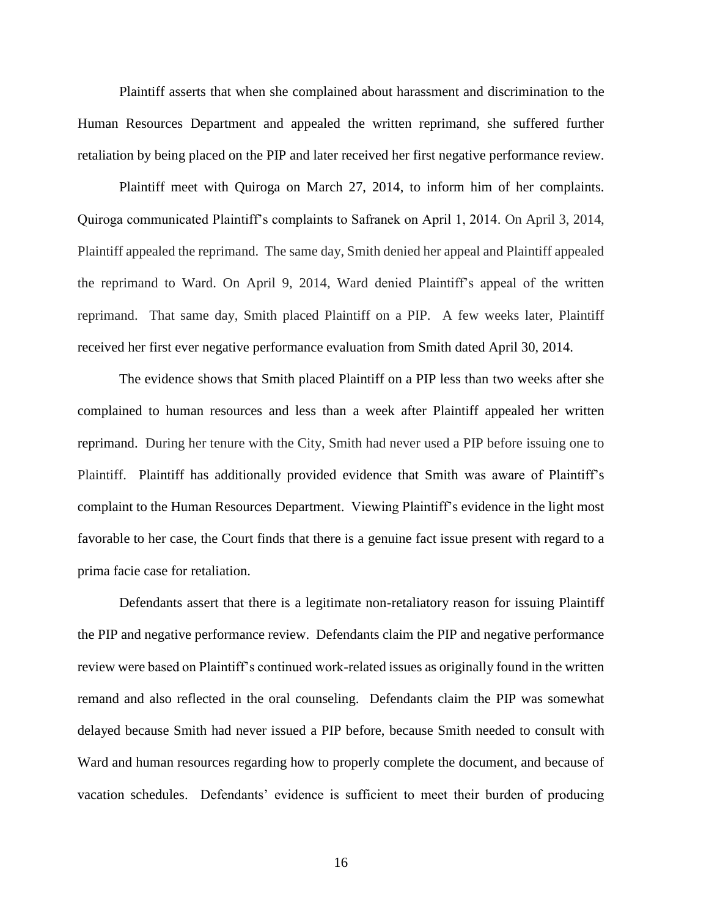Plaintiff asserts that when she complained about harassment and discrimination to the Human Resources Department and appealed the written reprimand, she suffered further retaliation by being placed on the PIP and later received her first negative performance review.

Plaintiff meet with Quiroga on March 27, 2014, to inform him of her complaints. Quiroga communicated Plaintiff's complaints to Safranek on April 1, 2014. On April 3, 2014, Plaintiff appealed the reprimand. The same day, Smith denied her appeal and Plaintiff appealed the reprimand to Ward. On April 9, 2014, Ward denied Plaintiff's appeal of the written reprimand. That same day, Smith placed Plaintiff on a PIP. A few weeks later, Plaintiff received her first ever negative performance evaluation from Smith dated April 30, 2014.

The evidence shows that Smith placed Plaintiff on a PIP less than two weeks after she complained to human resources and less than a week after Plaintiff appealed her written reprimand. During her tenure with the City, Smith had never used a PIP before issuing one to Plaintiff. Plaintiff has additionally provided evidence that Smith was aware of Plaintiff's complaint to the Human Resources Department. Viewing Plaintiff's evidence in the light most favorable to her case, the Court finds that there is a genuine fact issue present with regard to a prima facie case for retaliation.

Defendants assert that there is a legitimate non-retaliatory reason for issuing Plaintiff the PIP and negative performance review. Defendants claim the PIP and negative performance review were based on Plaintiff's continued work-related issues as originally found in the written remand and also reflected in the oral counseling. Defendants claim the PIP was somewhat delayed because Smith had never issued a PIP before, because Smith needed to consult with Ward and human resources regarding how to properly complete the document, and because of vacation schedules. Defendants' evidence is sufficient to meet their burden of producing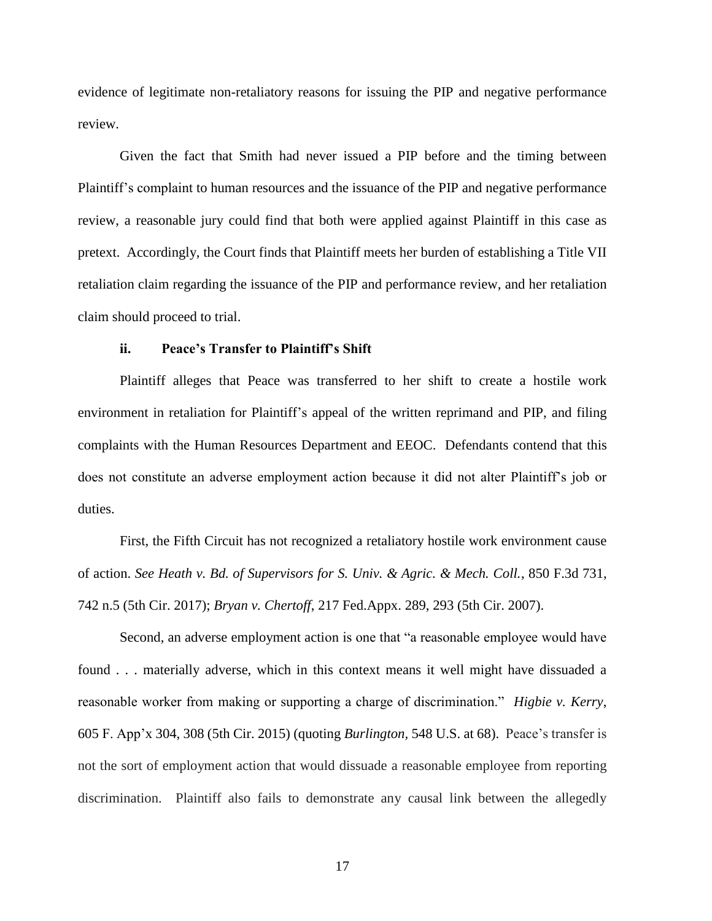evidence of legitimate non-retaliatory reasons for issuing the PIP and negative performance review.

Given the fact that Smith had never issued a PIP before and the timing between Plaintiff's complaint to human resources and the issuance of the PIP and negative performance review, a reasonable jury could find that both were applied against Plaintiff in this case as pretext. Accordingly, the Court finds that Plaintiff meets her burden of establishing a Title VII retaliation claim regarding the issuance of the PIP and performance review, and her retaliation claim should proceed to trial.

#### ii. Peace's Transfer to Plaintiff's Shift

Plaintiff alleges that Peace was transferred to her shift to create a hostile work environment in retaliation for Plaintiff's appeal of the written reprimand and PIP, and filing complaints with the Human Resources Department and EEOC. Defendants contend that this does not constitute an adverse employment action because it did not alter Plaintiff's job or duties.

First, the Fifth Circuit has not recognized a retaliatory hostile work environment cause of action. *See Heath v. Bd. of Supervisors for S. Univ. & Agric. & Mech. Coll.*, 850 F.3d 731, 742 n.5 (5th Cir. 2017); *Bryan v. Chertoff*, 217 Fed.Appx. 289, 293 (5th Cir. 2007).

Second, an adverse employment action is one that "a reasonable employee would have found . . . materially adverse, which in this context means it well might have dissuaded a reasonable worker from making or supporting a charge of discrimination." *Higbie v. Kerry*, 605 F. App'x 304, 308 (5th Cir. 2015) (quoting *Burlington*, 548 U.S. at 68). Peace's transfer is not the sort of employment action that would dissuade a reasonable employee from reporting discrimination. Plaintiff also fails to demonstrate any causal link between the allegedly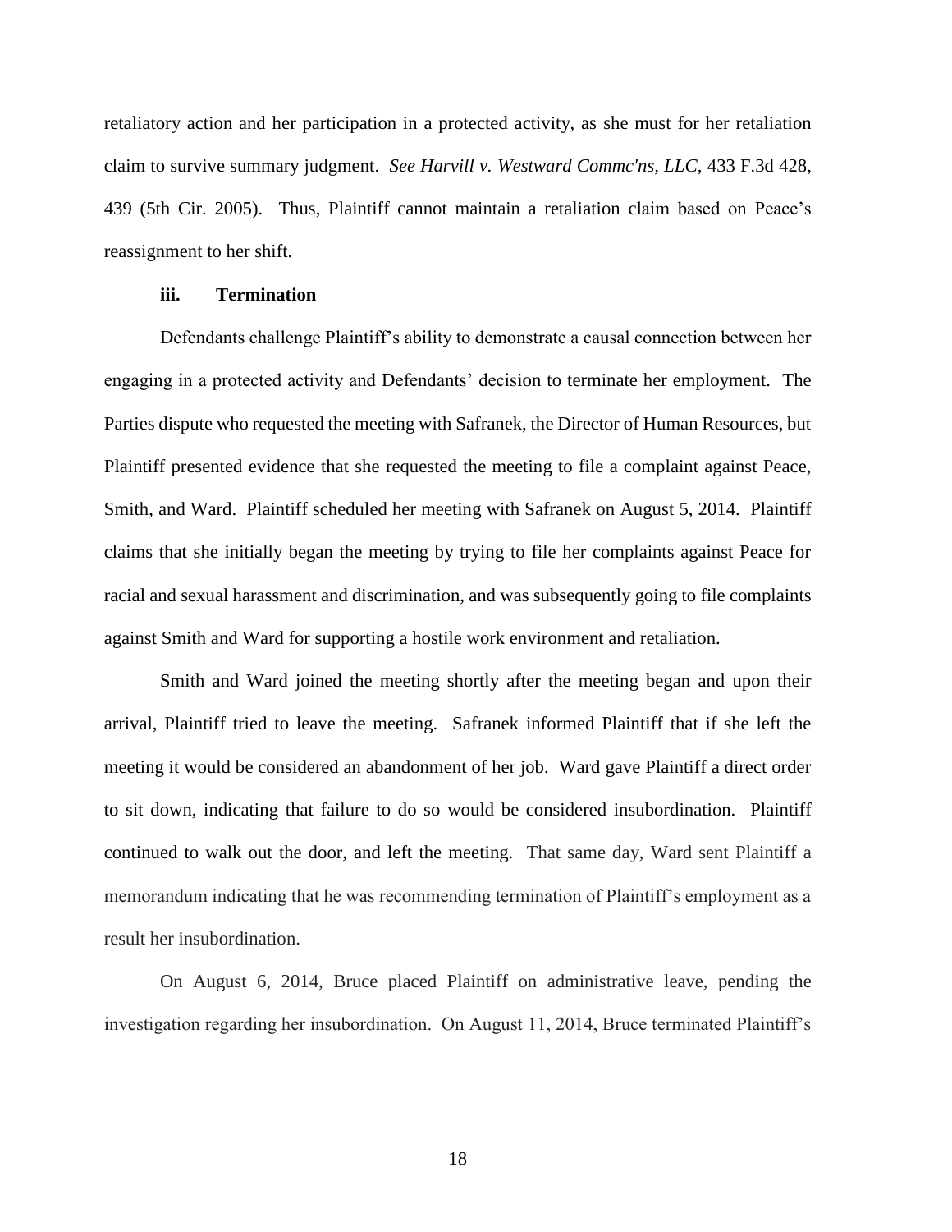retaliatory action and her participation in a protected activity, as she must for her retaliation claim to survive summary judgment. *See Harvill v. Westward Commc'ns, LLC*, 433 F.3d 428, 439 (5th Cir. 2005). Thus, Plaintiff cannot maintain a retaliation claim based on Peace's reassignment to her shift.

**iii. Termination**

Defendants challenge Plaintiff's ability to demonstrate a causal connection between her engaging in a protected activity and Defendants' decision to terminate her employment. The Parties dispute who requested the meeting with Safranek, the Director of Human Resources, but Plaintiff presented evidence that she requested the meeting to file a complaint against Peace, Smith, and Ward. Plaintiff scheduled her meeting with Safranek on August 5, 2014. Plaintiff claims that she initially began the meeting by trying to file her complaints against Peace for racial and sexual harassment and discrimination, and was subsequently going to file complaints against Smith and Ward for supporting a hostile work environment and retaliation.

Smith and Ward joined the meeting shortly after the meeting began and upon their arrival, Plaintiff tried to leave the meeting. Safranek informed Plaintiff that if she left the meeting it would be considered an abandonment of her job. Ward gave Plaintiff a direct order to sit down, indicating that failure to do so would be considered insubordination. Plaintiff continued to walk out the door, and left the meeting. That same day, Ward sent Plaintiff a memorandum indicating that he was recommending termination of Plaintiff's employment as a result her insubordination.

On August 6, 2014, Bruce placed Plaintiff on administrative leave, pending the investigation regarding her insubordination. On August 11, 2014, Bruce terminated Plaintiff's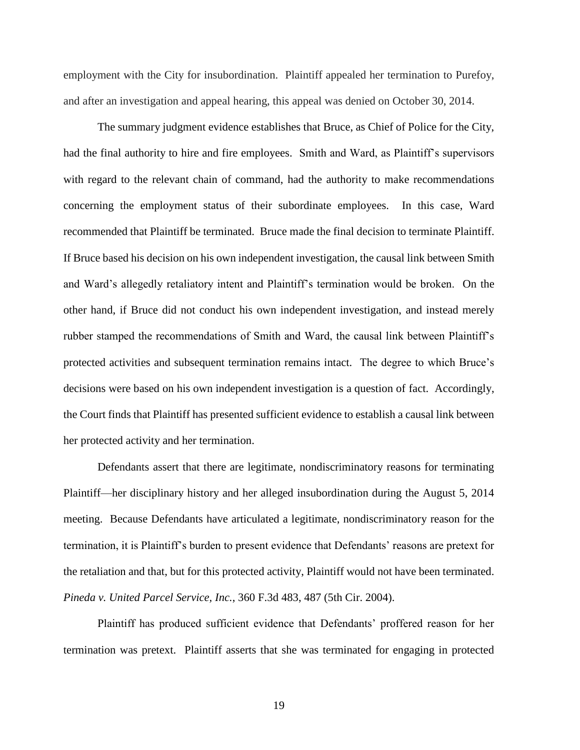employment with the City for insubordination. Plaintiff appealed her termination to Purefoy, and after an investigation and appeal hearing, this appeal was denied on October 30, 2014.

The summary judgment evidence establishes that Bruce, as Chief of Police for the City, had the final authority to hire and fire employees. Smith and Ward, as Plaintiff's supervisors with regard to the relevant chain of command, had the authority to make recommendations concerning the employment status of their subordinate employees. In this case, Ward recommended that Plaintiff be terminated. Bruce made the final decision to terminate Plaintiff. If Bruce based his decision on his own independent investigation, the causal link between Smith and Ward's allegedly retaliatory intent and Plaintiff's termination would be broken. On the other hand, if Bruce did not conduct his own independent investigation, and instead merely rubber stamped the recommendations of Smith and Ward, the causal link between Plaintiff's protected activities and subsequent termination remains intact. The degree to which Bruce's decisions were based on his own independent investigation is a question of fact. Accordingly, the Court finds that Plaintiff has presented sufficient evidence to establish a causal link between her protected activity and her termination.

Defendants assert that there are legitimate, nondiscriminatory reasons for terminating Plaintiff—her disciplinary history and her alleged insubordination during the August 5, 2014 meeting. Because Defendants have articulated a legitimate, nondiscriminatory reason for the termination, it is Plaintiff's burden to present evidence that Defendants' reasons are pretext for the retaliation and that, but for this protected activity, Plaintiff would not have been terminated. *Pineda v. United Parcel Service, Inc.*, 360 F.3d 483, 487 (5th Cir. 2004).

Plaintiff has produced sufficient evidence that Defendants' proffered reason for her termination was pretext. Plaintiff asserts that she was terminated for engaging in protected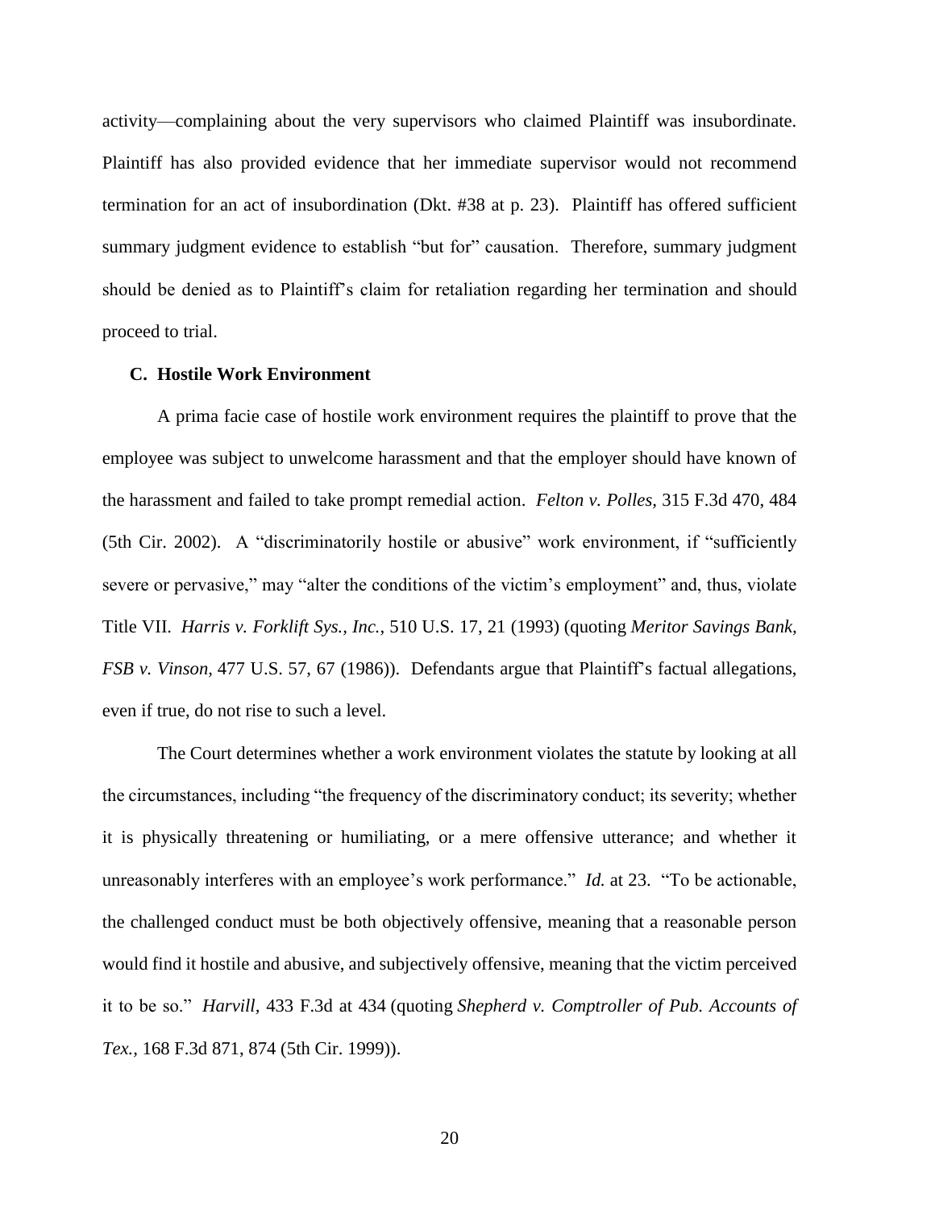activity—complaining about the very supervisors who claimed Plaintiff was insubordinate. Plaintiff has also provided evidence that her immediate supervisor would not recommend termination for an act of insubordination (Dkt. #38 at p. 23). Plaintiff has offered sufficient summary judgment evidence to establish "but for" causation. Therefore, summary judgment should be denied as to Plaintiff's claim for retaliation regarding her termination and should proceed to trial.

### C. Hostile Work Environment

A prima facie case of hostile work environment requires the plaintiff to prove that the employee was subject to unwelcome harassment and that the employer should have known of the harassment and failed to take prompt remedial action. *Felton v. Polles,* 315 F.3d 470, 484 (5th Cir. 2002). A "discriminatorily hostile or abusive" work environment, if "sufficiently severe or pervasive," may "alter the conditions of the victim's employment" and, thus, violate Title VII. *Harris v. Forklift Sys., Inc.,* 510 U.S. 17, 21 (1993) (quoting *Meritor Savings Bank, FSB v. Vinson,* 477 U.S. 57, 67 (1986)). Defendants argue that Plaintiff's factual allegations, even if true, do not rise to such a level.

The Court determines whether a work environment violates the statute by looking at all the circumstances, including "the frequency of the discriminatory conduct; its severity; whether it is physically threatening or humiliating, or a mere offensive utterance; and whether it unreasonably interferes with an employee's work performance." *Id.* at 23. "To be actionable, the challenged conduct must be both objectively offensive, meaning that a reasonable person would find it hostile and abusive, and subjectively offensive, meaning that the victim perceived it to be so." *Harvill,* 433 F.3d at 434 (quoting *Shepherd v. Comptroller of Pub. Accounts of Tex.,* 168 F.3d 871, 874 (5th Cir. 1999)).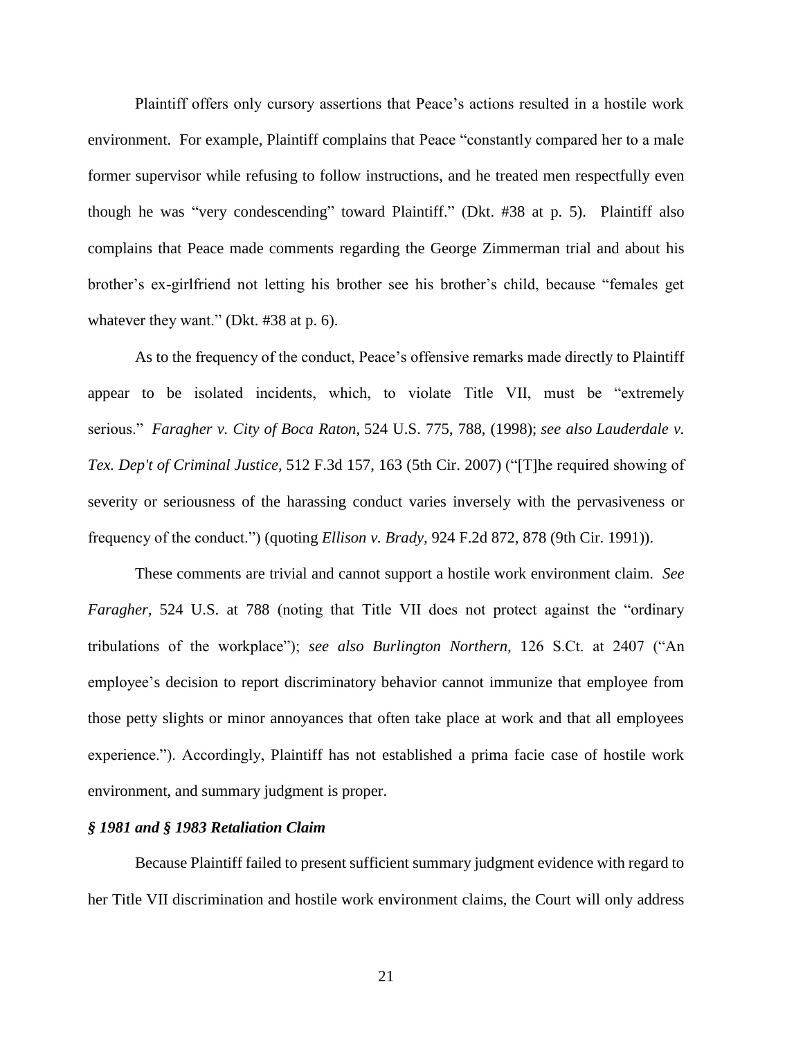Plaintiff offers only cursory assertions that Peace's actions resulted in a hostile work environment. For example, Plaintiff complains that Peace "constantly compared her to a male former supervisor while refusing to follow instructions, and he treated men respectfully even though he was "very condescending" toward Plaintiff." (Dkt. #38 at p. 5). Plaintiff also complains that Peace made comments regarding the George Zimmerman trial and about his brother's ex-girlfriend not letting his brother see his brother's child, because "females get whatever they want." (Dkt. #38 at p. 6).

As to the frequency of the conduct, Peace's offensive remarks made directly to Plaintiff appear to be isolated incidents, which, to violate Title VII, must be "extremely serious." *Faragher v. City of Boca Raton,* 524 U.S. 775, 788, (1998); *see also Lauderdale v. Tex. Dep't of Criminal Justice,* 512 F.3d 157, 163 (5th Cir. 2007) ("[T]he required showing of severity or seriousness of the harassing conduct varies inversely with the pervasiveness or frequency of the conduct.") (quoting *Ellison v. Brady,* 924 F.2d 872, 878 (9th Cir. 1991)).

These comments are trivial and cannot support a hostile work environment claim. *See Faragher,* 524 U.S. at 788 (noting that Title VII does not protect against the "ordinary tribulations of the workplace"); *see also Burlington Northern,* 126 S.Ct. at 2407 ("An employee's decision to report discriminatory behavior cannot immunize that employee from those petty slights or minor annoyances that often take place at work and that all employees experience."). Accordingly, Plaintiff has not established a prima facie case of hostile work environment, and summary judgment is proper.

***§ 1981 and § 1983 Retaliation Claim***

Because Plaintiff failed to present sufficient summary judgment evidence with regard to her Title VII discrimination and hostile work environment claims, the Court will only address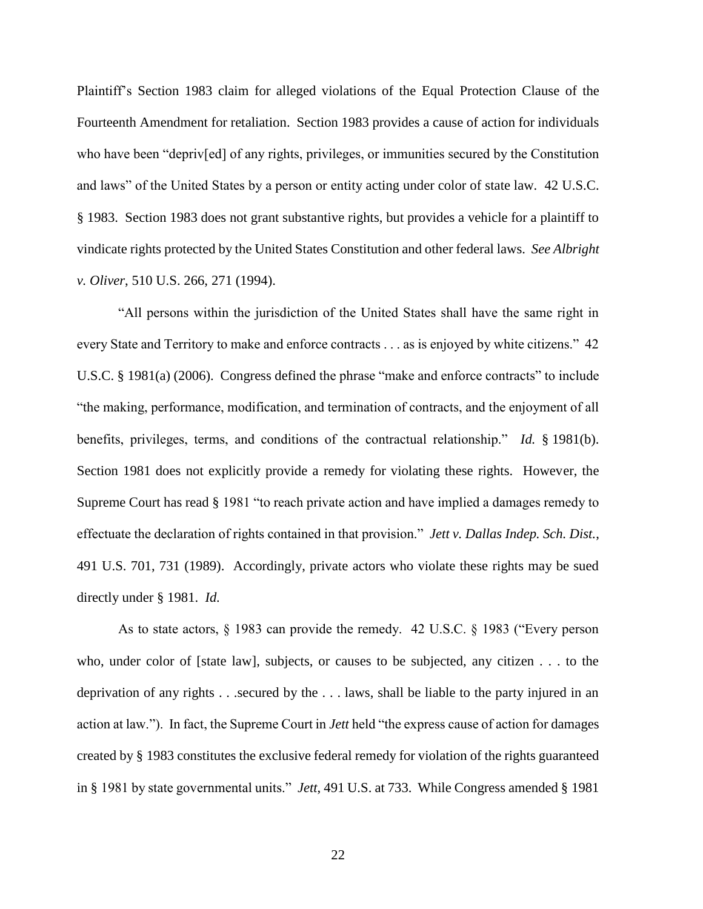Plaintiff's Section 1983 claim for alleged violations of the Equal Protection Clause of the Fourteenth Amendment for retaliation. Section 1983 provides a cause of action for individuals who have been "depriv[ed] of any rights, privileges, or immunities secured by the Constitution and laws" of the United States by a person or entity acting under color of state law. 42 U.S.C. § 1983. Section 1983 does not grant substantive rights, but provides a vehicle for a plaintiff to vindicate rights protected by the United States Constitution and other federal laws. *See Albright v. Oliver*, 510 U.S. 266, 271 (1994).

"All persons within the jurisdiction of the United States shall have the same right in every State and Territory to make and enforce contracts . . . as is enjoyed by white citizens." 42 U.S.C. § 1981(a) (2006). Congress defined the phrase "make and enforce contracts" to include "the making, performance, modification, and termination of contracts, and the enjoyment of all benefits, privileges, terms, and conditions of the contractual relationship." *Id.* § 1981(b). Section 1981 does not explicitly provide a remedy for violating these rights. However, the Supreme Court has read § 1981 "to reach private action and have implied a damages remedy to effectuate the declaration of rights contained in that provision." *Jett v. Dallas Indep. Sch. Dist.*, 491 U.S. 701, 731 (1989). Accordingly, private actors who violate these rights may be sued directly under § 1981. *Id.*

As to state actors, § 1983 can provide the remedy. 42 U.S.C. § 1983 ("Every person who, under color of [state law], subjects, or causes to be subjected, any citizen . . . to the deprivation of any rights . . .secured by the . . . laws, shall be liable to the party injured in an action at law."). In fact, the Supreme Court in *Jett* held "the express cause of action for damages created by § 1983 constitutes the exclusive federal remedy for violation of the rights guaranteed in § 1981 by state governmental units." *Jett*, 491 U.S. at 733. While Congress amended § 1981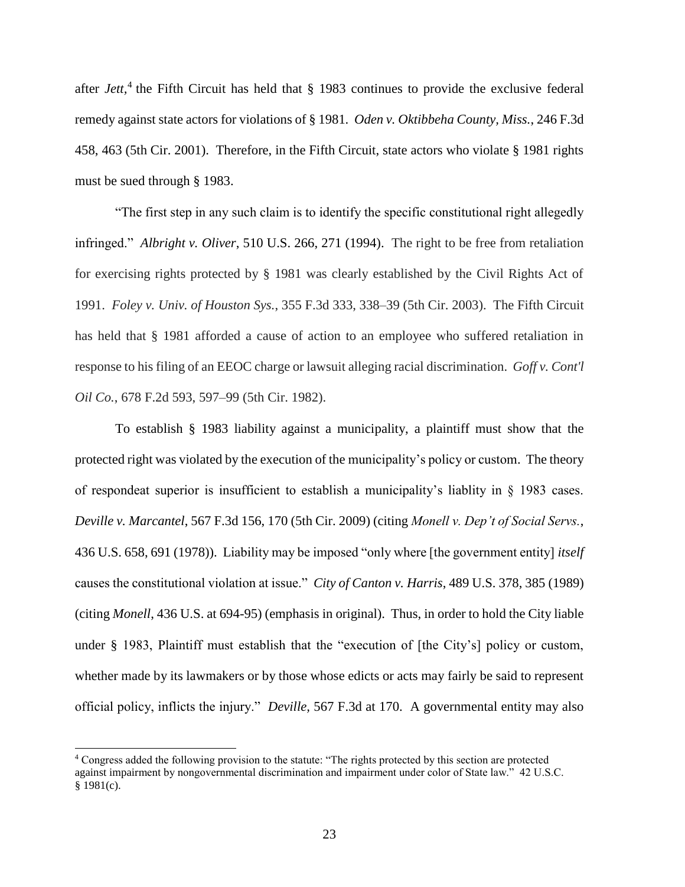after *Jett*,[4] the Fifth Circuit has held that § 1983 continues to provide the exclusive federal remedy against state actors for violations of § 1981. *Oden v. Oktibbeha County, Miss.*, 246 F.3d 458, 463 (5th Cir. 2001). Therefore, in the Fifth Circuit, state actors who violate § 1981 rights must be sued through § 1983.

"The first step in any such claim is to identify the specific constitutional right allegedly infringed." *Albright v. Oliver*, 510 U.S. 266, 271 (1994). The right to be free from retaliation for exercising rights protected by § 1981 was clearly established by the Civil Rights Act of 1991. *Foley v. Univ. of Houston Sys.*, 355 F.3d 333, 338–39 (5th Cir. 2003). The Fifth Circuit has held that § 1981 afforded a cause of action to an employee who suffered retaliation in response to his filing of an EEOC charge or lawsuit alleging racial discrimination. *Goff v. Cont'l Oil Co.*, 678 F.2d 593, 597–99 (5th Cir. 1982).

To establish § 1983 liability against a municipality, a plaintiff must show that the protected right was violated by the execution of the municipality's policy or custom. The theory of respondeat superior is insufficient to establish a municipality's liablity in § 1983 cases. *Deville v. Marcantel*, 567 F.3d 156, 170 (5th Cir. 2009) (citing *Monell v. Dep't of Social Servs.*, 436 U.S. 658, 691 (1978)). Liability may be imposed "only where [the government entity] *itself* causes the constitutional violation at issue." *City of Canton v. Harris*, 489 U.S. 378, 385 (1989) (citing *Monell*, 436 U.S. at 694-95) (emphasis in original). Thus, in order to hold the City liable under § 1983, Plaintiff must establish that the "execution of [the City's] policy or custom, whether made by its lawmakers or by those whose edicts or acts may fairly be said to represent official policy, inflicts the injury." *Deville*, 567 F.3d at 170. A governmental entity may also

[4] Congress added the following provision to the statute: "The rights protected by this section are protected against impairment by nongovernmental discrimination and impairment under color of State law." 42 U.S.C. § 1981(c).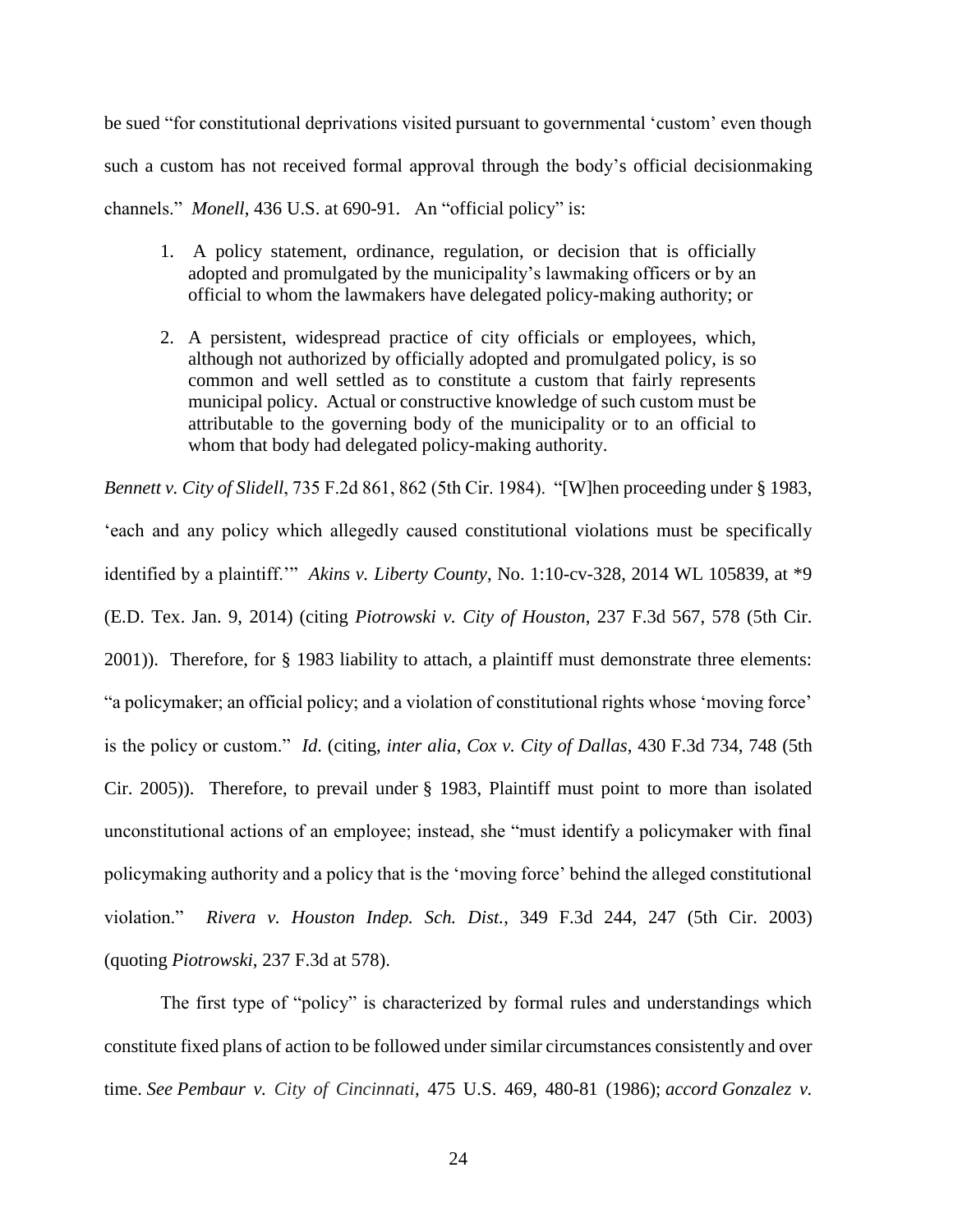be sued "for constitutional deprivations visited pursuant to governmental 'custom' even though such a custom has not received formal approval through the body's official decisionmaking channels." *Monell*, 436 U.S. at 690-91. An "official policy" is:

1. A policy statement, ordinance, regulation, or decision that is officially adopted and promulgated by the municipality's lawmaking officers or by an official to whom the lawmakers have delegated policy-making authority; or

2. A persistent, widespread practice of city officials or employees, which, although not authorized by officially adopted and promulgated policy, is so common and well settled as to constitute a custom that fairly represents municipal policy. Actual or constructive knowledge of such custom must be attributable to the governing body of the municipality or to an official to whom that body had delegated policy-making authority.

*Bennett v. City of Slidell*, 735 F.2d 861, 862 (5th Cir. 1984). "[W]hen proceeding under § 1983, 'each and any policy which allegedly caused constitutional violations must be specifically identified by a plaintiff.'" *Akins v. Liberty County*, No. 1:10-cv-328, 2014 WL 105839, at *9 (E.D. Tex. Jan. 9, 2014) (citing *Piotrowski v. City of Houston*, 237 F.3d 567, 578 (5th Cir. 2001)). Therefore, for § 1983 liability to attach, a plaintiff must demonstrate three elements: "a policymaker; an official policy; and a violation of constitutional rights whose 'moving force' is the policy or custom." *Id.* (citing, *inter alia*, *Cox v. City of Dallas*, 430 F.3d 734, 748 (5th Cir. 2005)). Therefore, to prevail under § 1983, Plaintiff must point to more than isolated unconstitutional actions of an employee; instead, she "must identify a policymaker with final policymaking authority and a policy that is the 'moving force' behind the alleged constitutional violation." *Rivera v. Houston Indep. Sch. Dist.*, 349 F.3d 244, 247 (5th Cir. 2003) (quoting *Piotrowski*, 237 F.3d at 578).

The first type of "policy" is characterized by formal rules and understandings which constitute fixed plans of action to be followed under similar circumstances consistently and over time. *See Pembaur v. City of Cincinnati*, 475 U.S. 469, 480-81 (1986); *accord Gonzalez v.*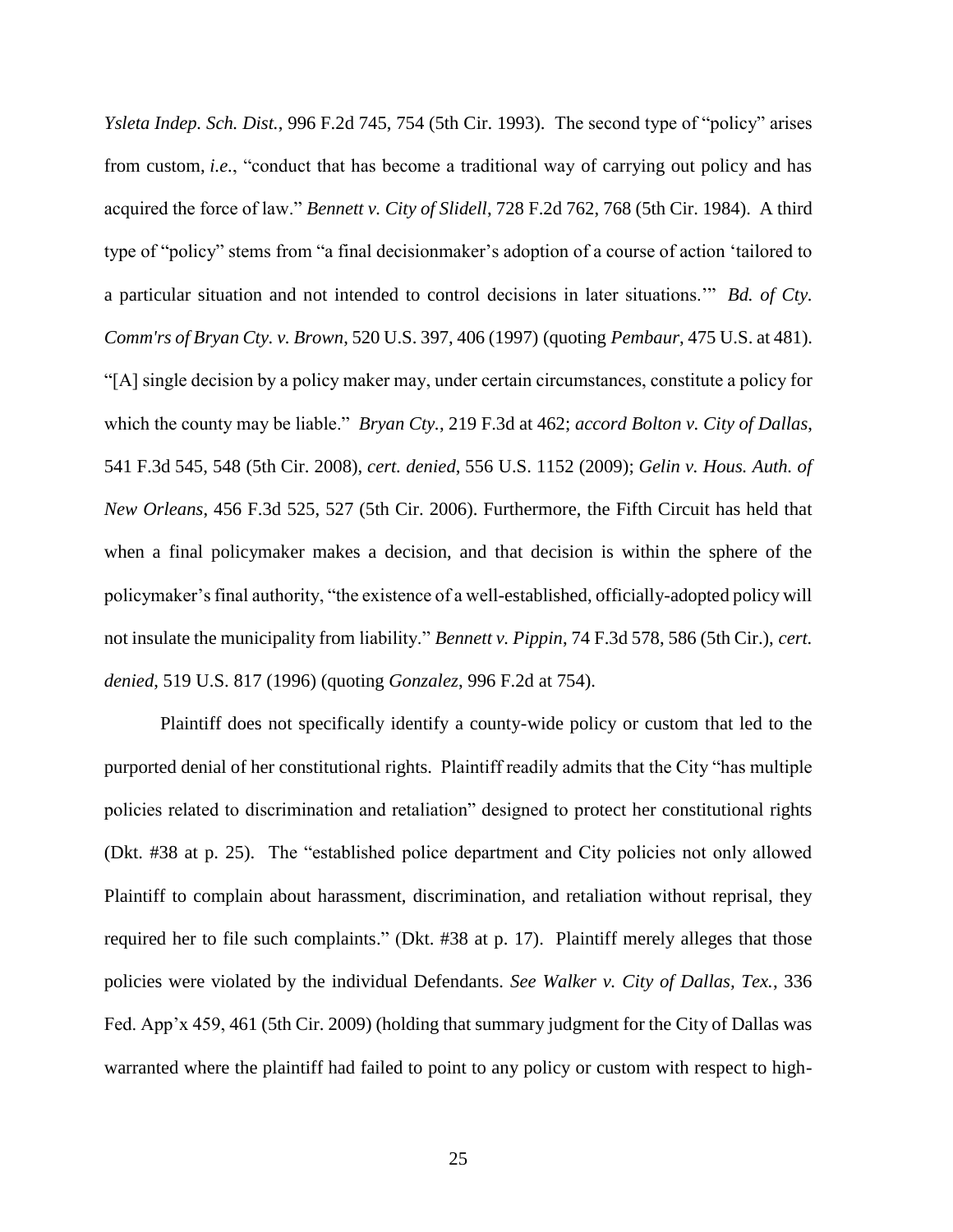*Ysleta Indep. Sch. Dist.*, 996 F.2d 745, 754 (5th Cir. 1993). The second type of "policy" arises from custom, *i.e.*, "conduct that has become a traditional way of carrying out policy and has acquired the force of law." *Bennett v. City of Slidell*, 728 F.2d 762, 768 (5th Cir. 1984). A third type of "policy" stems from "a final decisionmaker's adoption of a course of action 'tailored to a particular situation and not intended to control decisions in later situations.'" *Bd. of Cty. Comm'rs of Bryan Cty. v. Brown*, 520 U.S. 397, 406 (1997) (quoting *Pembaur*, 475 U.S. at 481). "[A] single decision by a policy maker may, under certain circumstances, constitute a policy for which the county may be liable." *Bryan Cty.*, 219 F.3d at 462; *accord Bolton v. City of Dallas*, 541 F.3d 545, 548 (5th Cir. 2008), *cert. denied*, 556 U.S. 1152 (2009); *Gelin v. Hous. Auth. of New Orleans*, 456 F.3d 525, 527 (5th Cir. 2006). Furthermore, the Fifth Circuit has held that when a final policymaker makes a decision, and that decision is within the sphere of the policymaker's final authority, "the existence of a well-established, officially-adopted policy will not insulate the municipality from liability." *Bennett v. Pippin*, 74 F.3d 578, 586 (5th Cir.), *cert. denied*, 519 U.S. 817 (1996) (quoting *Gonzalez*, 996 F.2d at 754).

Plaintiff does not specifically identify a county-wide policy or custom that led to the purported denial of her constitutional rights. Plaintiff readily admits that the City "has multiple policies related to discrimination and retaliation" designed to protect her constitutional rights (Dkt. #38 at p. 25). The "established police department and City policies not only allowed Plaintiff to complain about harassment, discrimination, and retaliation without reprisal, they required her to file such complaints." (Dkt. #38 at p. 17). Plaintiff merely alleges that those policies were violated by the individual Defendants. *See Walker v. City of Dallas, Tex.*, 336 Fed. App'x 459, 461 (5th Cir. 2009) (holding that summary judgment for the City of Dallas was warranted where the plaintiff had failed to point to any policy or custom with respect to high-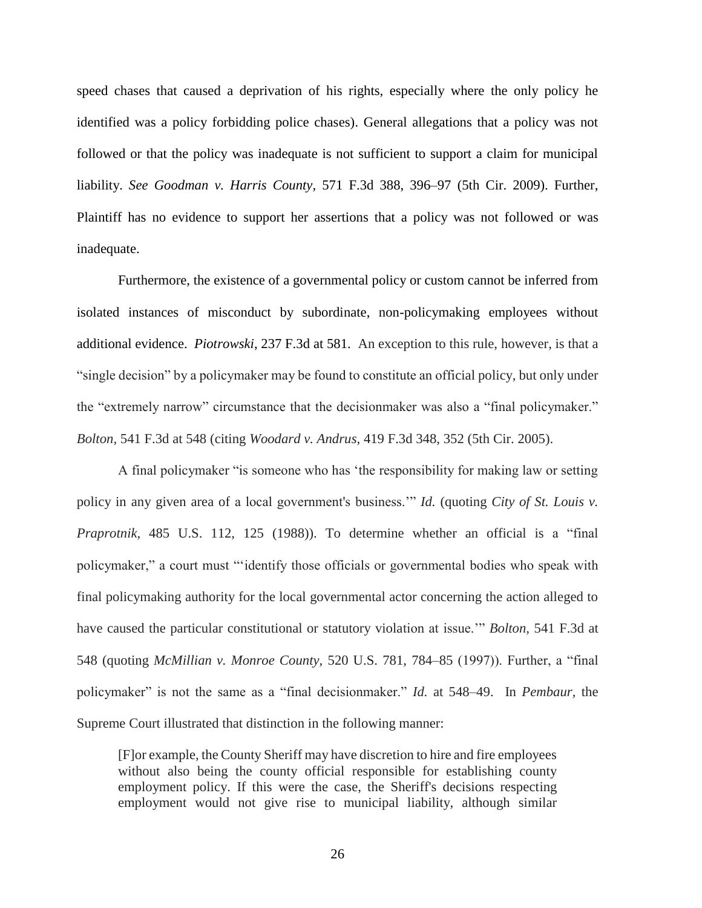speed chases that caused a deprivation of his rights, especially where the only policy he identified was a policy forbidding police chases). General allegations that a policy was not followed or that the policy was inadequate is not sufficient to support a claim for municipal liability. *See Goodman v. Harris County*, 571 F.3d 388, 396–97 (5th Cir. 2009). Further, Plaintiff has no evidence to support her assertions that a policy was not followed or was inadequate.

Furthermore, the existence of a governmental policy or custom cannot be inferred from isolated instances of misconduct by subordinate, non-policymaking employees without additional evidence. *Piotrowski*, 237 F.3d at 581. An exception to this rule, however, is that a "single decision" by a policymaker may be found to constitute an official policy, but only under the "extremely narrow" circumstance that the decisionmaker was also a "final policymaker." *Bolton,* 541 F.3d at 548 (citing *Woodard v. Andrus,* 419 F.3d 348, 352 (5th Cir. 2005).

A final policymaker "is someone who has 'the responsibility for making law or setting policy in any given area of a local government's business.'" *Id.* (quoting *City of St. Louis v. Praprotnik,* 485 U.S. 112, 125 (1988)). To determine whether an official is a "final policymaker," a court must "'identify those officials or governmental bodies who speak with final policymaking authority for the local governmental actor concerning the action alleged to have caused the particular constitutional or statutory violation at issue.'" *Bolton,* 541 F.3d at 548 (quoting *McMillian v. Monroe County,* 520 U.S. 781, 784–85 (1997)). Further, a "final policymaker" is not the same as a "final decisionmaker." *Id.* at 548–49. In *Pembaur,* the Supreme Court illustrated that distinction in the following manner:

> [F]or example, the County Sheriff may have discretion to hire and fire employees without also being the county official responsible for establishing county employment policy. If this were the case, the Sheriff's decisions respecting employment would not give rise to municipal liability, although similar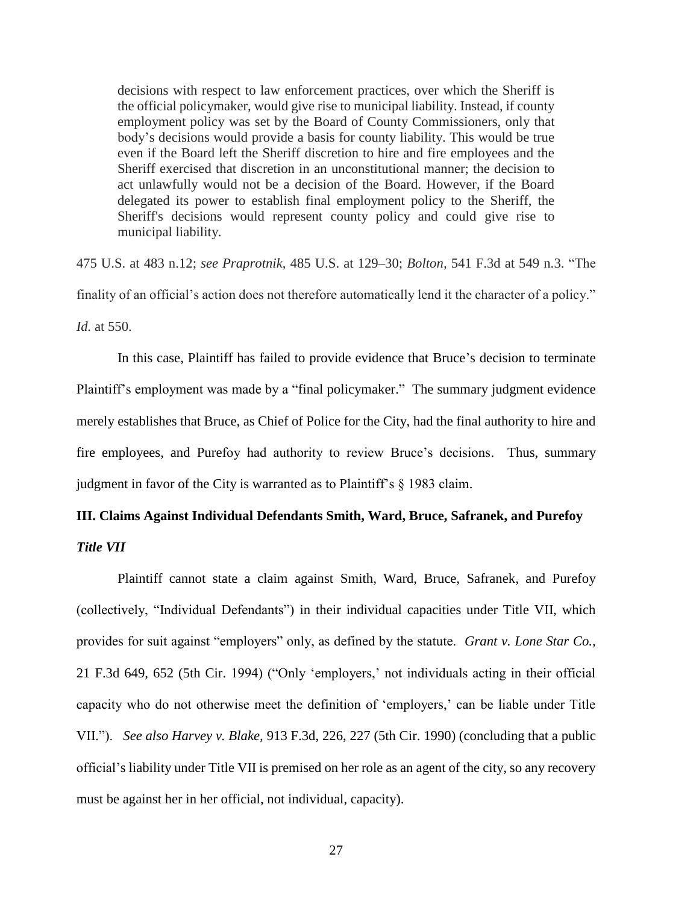> decisions with respect to law enforcement practices, over which the Sheriff is the official policymaker, would give rise to municipal liability. Instead, if county employment policy was set by the Board of County Commissioners, only that body's decisions would provide a basis for county liability. This would be true even if the Board left the Sheriff discretion to hire and fire employees and the Sheriff exercised that discretion in an unconstitutional manner; the decision to act unlawfully would not be a decision of the Board. However, if the Board delegated its power to establish final employment policy to the Sheriff, the Sheriff's decisions would represent county policy and could give rise to municipal liability.

475 U.S. at 483 n.12; *see Praprotnik*, 485 U.S. at 129–30; *Bolton*, 541 F.3d at 549 n.3. "The finality of an official's action does not therefore automatically lend it the character of a policy." *Id.* at 550.

In this case, Plaintiff has failed to provide evidence that Bruce's decision to terminate Plaintiff's employment was made by a "final policymaker." The summary judgment evidence merely establishes that Bruce, as Chief of Police for the City, had the final authority to hire and fire employees, and Purefoy had authority to review Bruce's decisions. Thus, summary judgment in favor of the City is warranted as to Plaintiff's § 1983 claim.

## III. Claims Against Individual Defendants Smith, Ward, Bruce, Safranek, and Purefoy

### *Title VII*

Plaintiff cannot state a claim against Smith, Ward, Bruce, Safranek, and Purefoy (collectively, "Individual Defendants") in their individual capacities under Title VII, which provides for suit against "employers" only, as defined by the statute. *Grant v. Lone Star Co.*, 21 F.3d 649, 652 (5th Cir. 1994) ("Only 'employers,' not individuals acting in their official capacity who do not otherwise meet the definition of 'employers,' can be liable under Title VII."). *See also Harvey v. Blake*, 913 F.3d, 226, 227 (5th Cir. 1990) (concluding that a public official's liability under Title VII is premised on her role as an agent of the city, so any recovery must be against her in her official, not individual, capacity).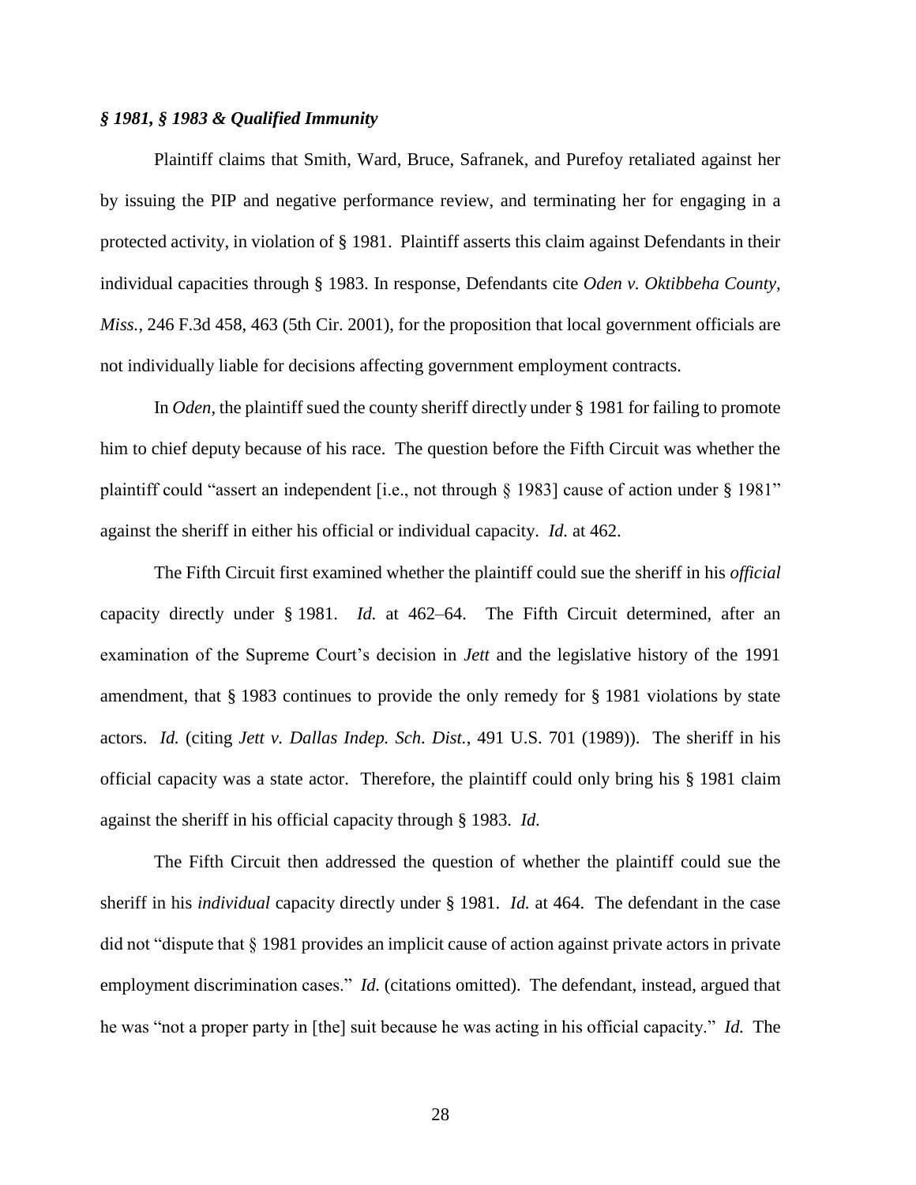### *§ 1981, § 1983 & Qualified Immunity*

Plaintiff claims that Smith, Ward, Bruce, Safranek, and Purefoy retaliated against her by issuing the PIP and negative performance review, and terminating her for engaging in a protected activity, in violation of § 1981. Plaintiff asserts this claim against Defendants in their individual capacities through § 1983. In response, Defendants cite *Oden v. Oktibbeha County, Miss.*, 246 F.3d 458, 463 (5th Cir. 2001), for the proposition that local government officials are not individually liable for decisions affecting government employment contracts.

In *Oden*, the plaintiff sued the county sheriff directly under § 1981 for failing to promote him to chief deputy because of his race. The question before the Fifth Circuit was whether the plaintiff could "assert an independent [i.e., not through § 1983] cause of action under § 1981" against the sheriff in either his official or individual capacity. *Id.* at 462.

The Fifth Circuit first examined whether the plaintiff could sue the sheriff in his *official* capacity directly under § 1981. *Id.* at 462–64. The Fifth Circuit determined, after an examination of the Supreme Court's decision in *Jett* and the legislative history of the 1991 amendment, that § 1983 continues to provide the only remedy for § 1981 violations by state actors. *Id.* (citing *Jett v. Dallas Indep. Sch. Dist.*, 491 U.S. 701 (1989)). The sheriff in his official capacity was a state actor. Therefore, the plaintiff could only bring his § 1981 claim against the sheriff in his official capacity through § 1983. *Id.*

The Fifth Circuit then addressed the question of whether the plaintiff could sue the sheriff in his *individual* capacity directly under § 1981. *Id.* at 464. The defendant in the case did not "dispute that § 1981 provides an implicit cause of action against private actors in private employment discrimination cases." *Id.* (citations omitted). The defendant, instead, argued that he was "not a proper party in [the] suit because he was acting in his official capacity." *Id.* The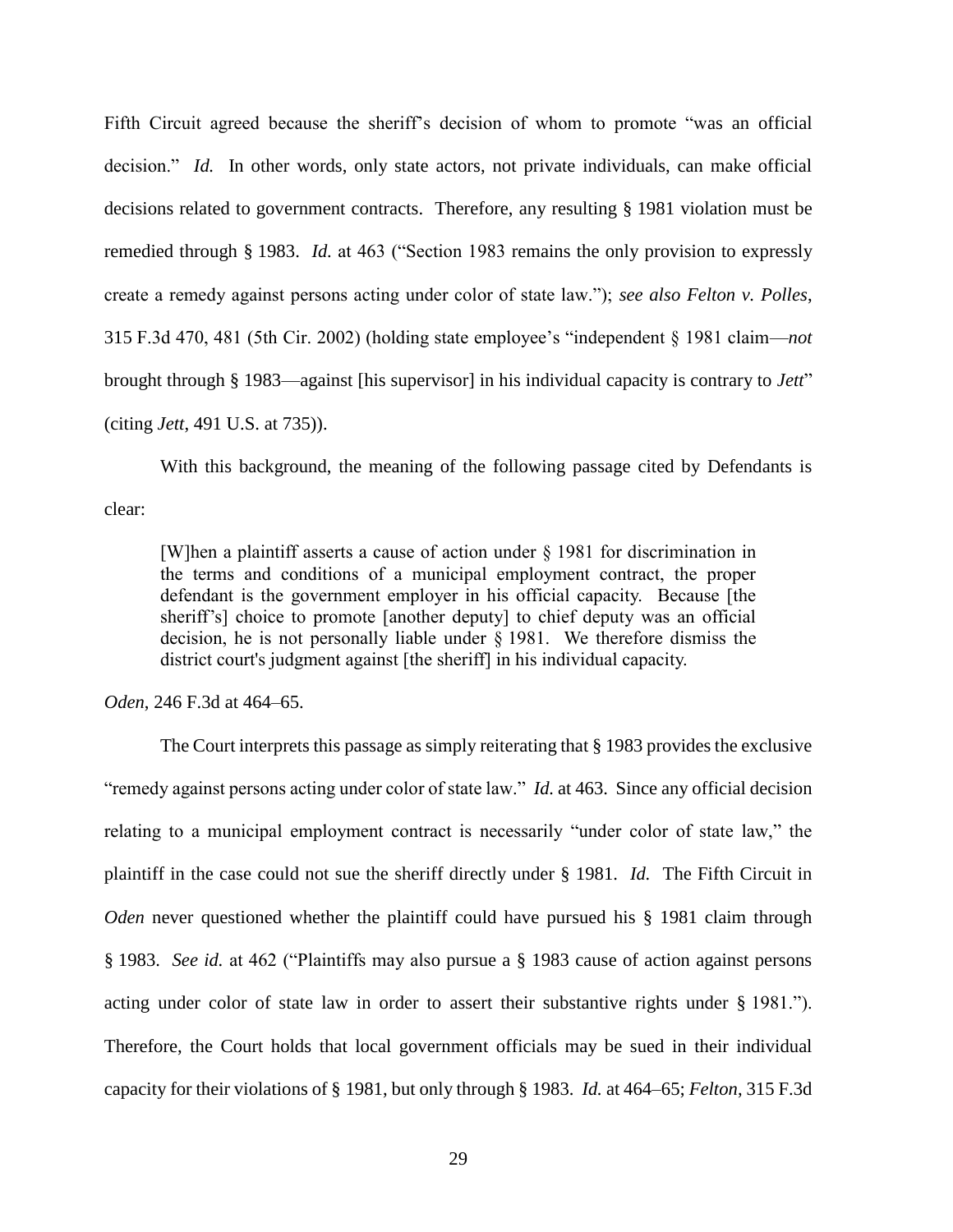Fifth Circuit agreed because the sheriff's decision of whom to promote "was an official decision." *Id.* In other words, only state actors, not private individuals, can make official decisions related to government contracts. Therefore, any resulting § 1981 violation must be remedied through § 1983. *Id.* at 463 ("Section 1983 remains the only provision to expressly create a remedy against persons acting under color of state law."); *see also Felton v. Polles*, 315 F.3d 470, 481 (5th Cir. 2002) (holding state employee's "independent § 1981 claim—*not* brought through § 1983—against [his supervisor] in his individual capacity is contrary to *Jett*" (citing *Jett*, 491 U.S. at 735)).

With this background, the meaning of the following passage cited by Defendants is clear:

> [W]hen a plaintiff asserts a cause of action under § 1981 for discrimination in the terms and conditions of a municipal employment contract, the proper defendant is the government employer in his official capacity. Because [the sheriff's] choice to promote [another deputy] to chief deputy was an official decision, he is not personally liable under § 1981. We therefore dismiss the district court's judgment against [the sheriff] in his individual capacity.

*Oden*, 246 F.3d at 464–65.

The Court interprets this passage as simply reiterating that § 1983 provides the exclusive "remedy against persons acting under color of state law." *Id.* at 463. Since any official decision relating to a municipal employment contract is necessarily "under color of state law," the plaintiff in the case could not sue the sheriff directly under § 1981. *Id.* The Fifth Circuit in *Oden* never questioned whether the plaintiff could have pursued his § 1981 claim through § 1983. *See id.* at 462 ("Plaintiffs may also pursue a § 1983 cause of action against persons acting under color of state law in order to assert their substantive rights under § 1981."). Therefore, the Court holds that local government officials may be sued in their individual capacity for their violations of § 1981, but only through § 1983. *Id.* at 464–65; *Felton*, 315 F.3d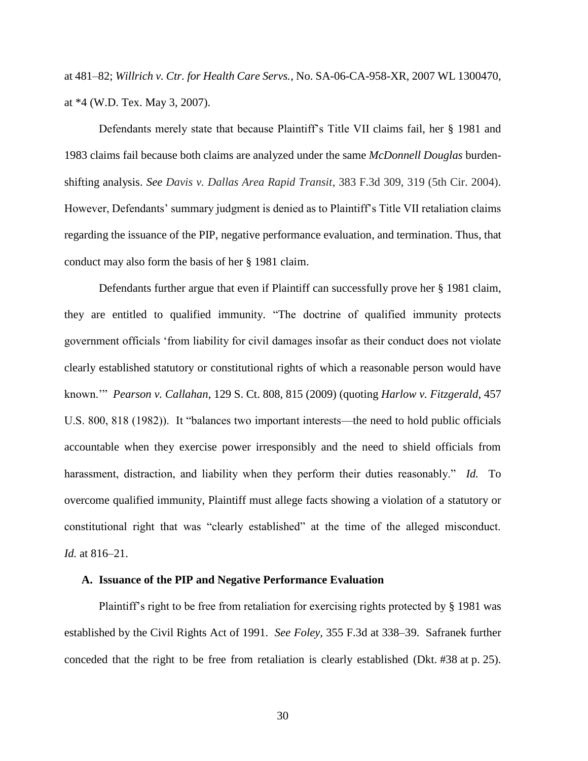at 481–82; *Willrich v. Ctr. for Health Care Servs.*, No. SA-06-CA-958-XR, 2007 WL 1300470, at *4 (W.D. Tex. May 3, 2007).

Defendants merely state that because Plaintiff's Title VII claims fail, her § 1981 and 1983 claims fail because both claims are analyzed under the same *McDonnell Douglas* burden-shifting analysis. *See Davis v. Dallas Area Rapid Transit*, 383 F.3d 309, 319 (5th Cir. 2004). However, Defendants' summary judgment is denied as to Plaintiff's Title VII retaliation claims regarding the issuance of the PIP, negative performance evaluation, and termination. Thus, that conduct may also form the basis of her § 1981 claim.

Defendants further argue that even if Plaintiff can successfully prove her § 1981 claim, they are entitled to qualified immunity. "The doctrine of qualified immunity protects government officials 'from liability for civil damages insofar as their conduct does not violate clearly established statutory or constitutional rights of which a reasonable person would have known.'" *Pearson v. Callahan*, 129 S. Ct. 808, 815 (2009) (quoting *Harlow v. Fitzgerald*, 457 U.S. 800, 818 (1982)). It "balances two important interests—the need to hold public officials accountable when they exercise power irresponsibly and the need to shield officials from harassment, distraction, and liability when they perform their duties reasonably." *Id.* To overcome qualified immunity, Plaintiff must allege facts showing a violation of a statutory or constitutional right that was "clearly established" at the time of the alleged misconduct. *Id.* at 816–21.

### A. Issuance of the PIP and Negative Performance Evaluation

Plaintiff's right to be free from retaliation for exercising rights protected by § 1981 was established by the Civil Rights Act of 1991. *See Foley*, 355 F.3d at 338–39. Safranek further conceded that the right to be free from retaliation is clearly established (Dkt. #38 at p. 25).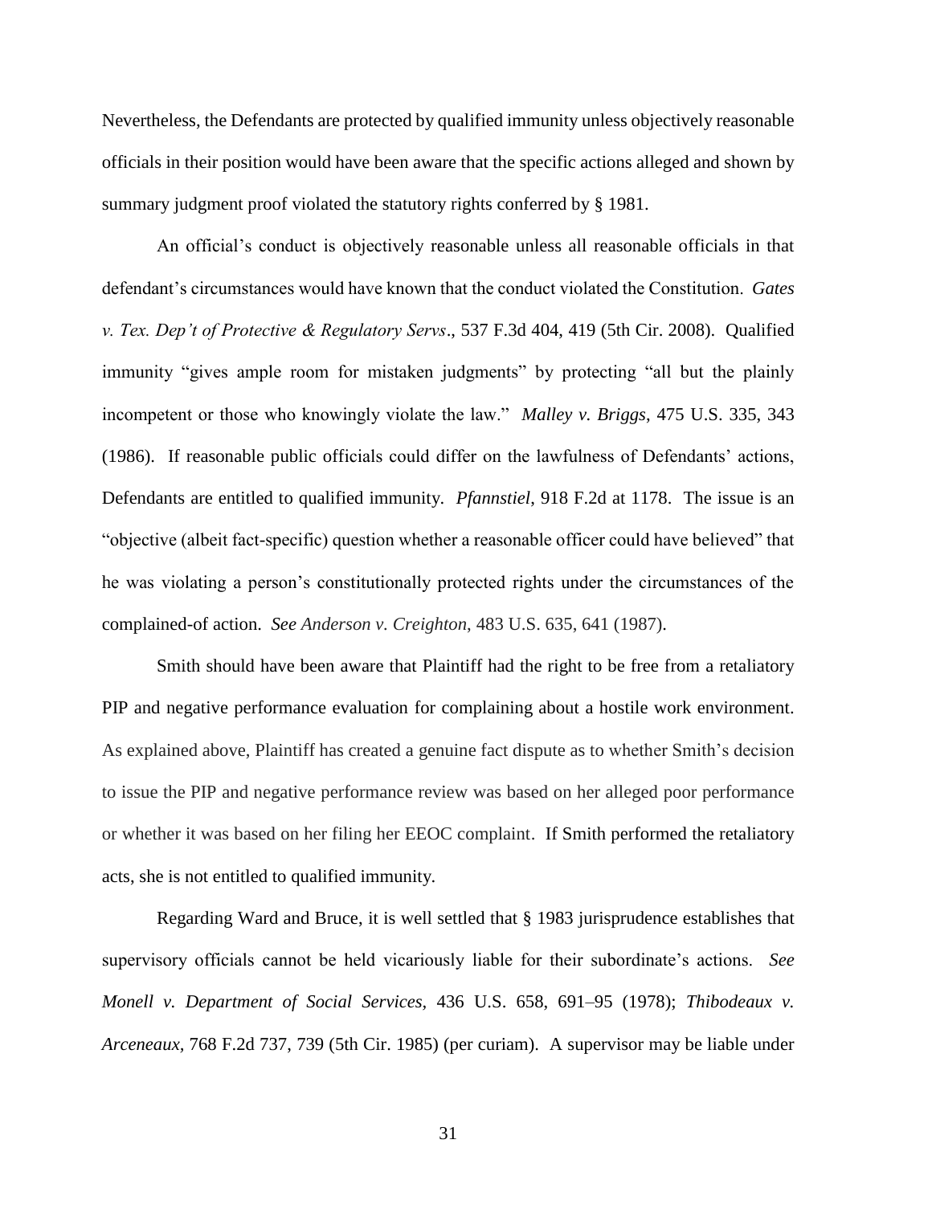Nevertheless, the Defendants are protected by qualified immunity unless objectively reasonable officials in their position would have been aware that the specific actions alleged and shown by summary judgment proof violated the statutory rights conferred by § 1981.

An official's conduct is objectively reasonable unless all reasonable officials in that defendant's circumstances would have known that the conduct violated the Constitution. *Gates v. Tex. Dep't of Protective & Regulatory Servs*., 537 F.3d 404, 419 (5th Cir. 2008). Qualified immunity "gives ample room for mistaken judgments" by protecting "all but the plainly incompetent or those who knowingly violate the law." *Malley v. Briggs*, 475 U.S. 335, 343 (1986). If reasonable public officials could differ on the lawfulness of Defendants' actions, Defendants are entitled to qualified immunity. *Pfannstiel*, 918 F.2d at 1178. The issue is an "objective (albeit fact-specific) question whether a reasonable officer could have believed" that he was violating a person's constitutionally protected rights under the circumstances of the complained-of action. *See Anderson v. Creighton*, 483 U.S. 635, 641 (1987).

Smith should have been aware that Plaintiff had the right to be free from a retaliatory PIP and negative performance evaluation for complaining about a hostile work environment. As explained above, Plaintiff has created a genuine fact dispute as to whether Smith's decision to issue the PIP and negative performance review was based on her alleged poor performance or whether it was based on her filing her EEOC complaint. If Smith performed the retaliatory acts, she is not entitled to qualified immunity.

Regarding Ward and Bruce, it is well settled that § 1983 jurisprudence establishes that supervisory officials cannot be held vicariously liable for their subordinate's actions. *See Monell v. Department of Social Services*, 436 U.S. 658, 691–95 (1978); *Thibodeaux v. Arceneaux*, 768 F.2d 737, 739 (5th Cir. 1985) (per curiam). A supervisor may be liable under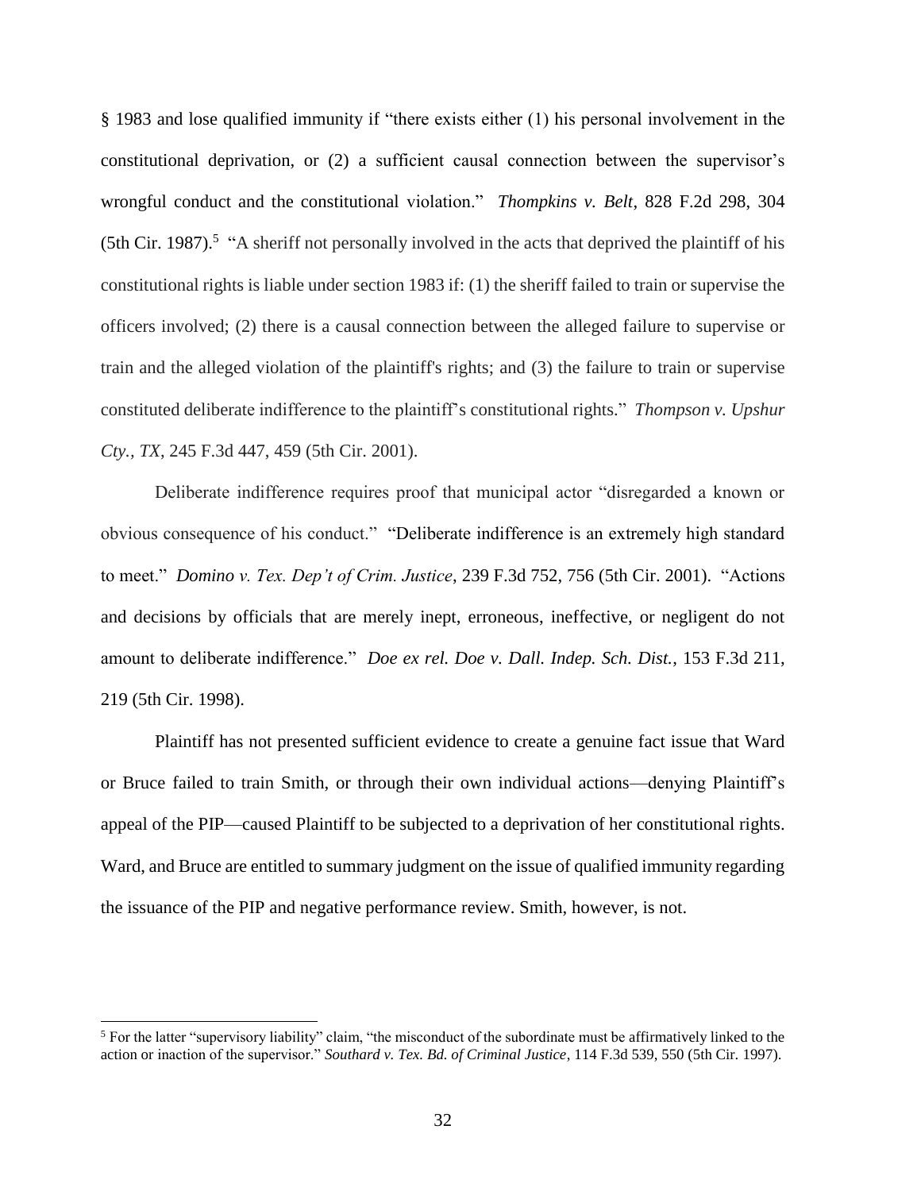§ 1983 and lose qualified immunity if "there exists either (1) his personal involvement in the constitutional deprivation, or (2) a sufficient causal connection between the supervisor's wrongful conduct and the constitutional violation." *Thompkins v. Belt*, 828 F.2d 298, 304 (5th Cir. 1987).[5] "A sheriff not personally involved in the acts that deprived the plaintiff of his constitutional rights is liable under section 1983 if: (1) the sheriff failed to train or supervise the officers involved; (2) there is a causal connection between the alleged failure to supervise or train and the alleged violation of the plaintiff's rights; and (3) the failure to train or supervise constituted deliberate indifference to the plaintiff's constitutional rights." *Thompson v. Upshur Cty., TX*, 245 F.3d 447, 459 (5th Cir. 2001).

Deliberate indifference requires proof that municipal actor "disregarded a known or obvious consequence of his conduct." "Deliberate indifference is an extremely high standard to meet." *Domino v. Tex. Dep't of Crim. Justice*, 239 F.3d 752, 756 (5th Cir. 2001). "Actions and decisions by officials that are merely inept, erroneous, ineffective, or negligent do not amount to deliberate indifference." *Doe ex rel. Doe v. Dall. Indep. Sch. Dist.*, 153 F.3d 211, 219 (5th Cir. 1998).

Plaintiff has not presented sufficient evidence to create a genuine fact issue that Ward or Bruce failed to train Smith, or through their own individual actions—denying Plaintiff's appeal of the PIP—caused Plaintiff to be subjected to a deprivation of her constitutional rights. Ward, and Bruce are entitled to summary judgment on the issue of qualified immunity regarding the issuance of the PIP and negative performance review. Smith, however, is not.

[5] For the latter "supervisory liability" claim, "the misconduct of the subordinate must be affirmatively linked to the action or inaction of the supervisor." *Southard v. Tex. Bd. of Criminal Justice*, 114 F.3d 539, 550 (5th Cir. 1997).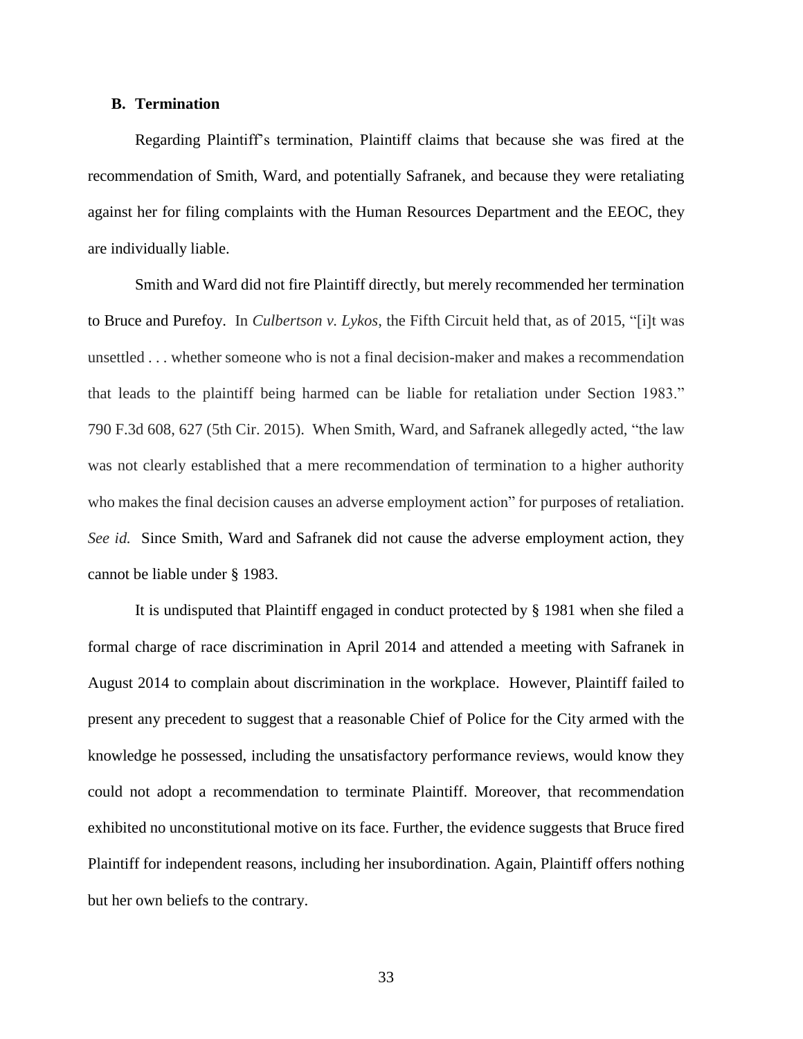### B. Termination

Regarding Plaintiff's termination, Plaintiff claims that because she was fired at the recommendation of Smith, Ward, and potentially Safranek, and because they were retaliating against her for filing complaints with the Human Resources Department and the EEOC, they are individually liable.

Smith and Ward did not fire Plaintiff directly, but merely recommended her termination to Bruce and Purefoy. In *Culbertson v. Lykos*, the Fifth Circuit held that, as of 2015, "[i]t was unsettled . . . whether someone who is not a final decision-maker and makes a recommendation that leads to the plaintiff being harmed can be liable for retaliation under Section 1983." 790 F.3d 608, 627 (5th Cir. 2015). When Smith, Ward, and Safranek allegedly acted, "the law was not clearly established that a mere recommendation of termination to a higher authority who makes the final decision causes an adverse employment action" for purposes of retaliation. *See id.* Since Smith, Ward and Safranek did not cause the adverse employment action, they cannot be liable under § 1983.

It is undisputed that Plaintiff engaged in conduct protected by § 1981 when she filed a formal charge of race discrimination in April 2014 and attended a meeting with Safranek in August 2014 to complain about discrimination in the workplace. However, Plaintiff failed to present any precedent to suggest that a reasonable Chief of Police for the City armed with the knowledge he possessed, including the unsatisfactory performance reviews, would know they could not adopt a recommendation to terminate Plaintiff. Moreover, that recommendation exhibited no unconstitutional motive on its face. Further, the evidence suggests that Bruce fired Plaintiff for independent reasons, including her insubordination. Again, Plaintiff offers nothing but her own beliefs to the contrary.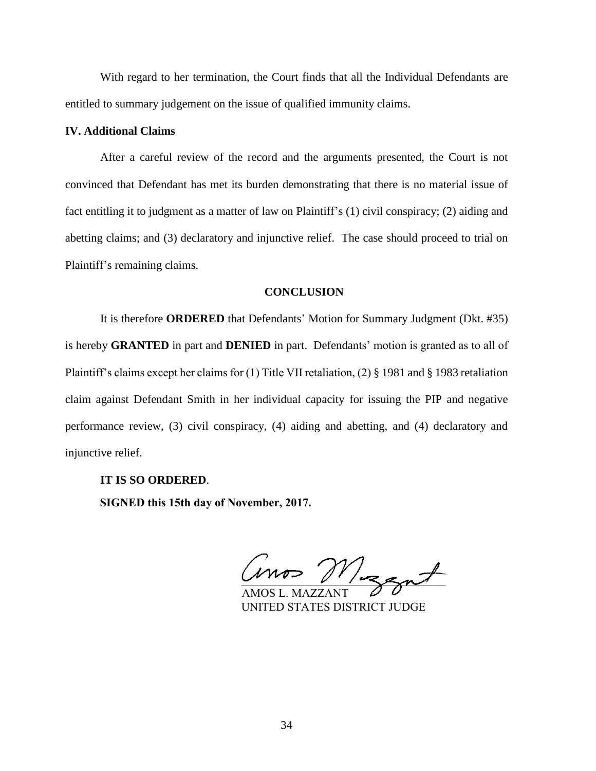With regard to her termination, the Court finds that all the Individual Defendants are entitled to summary judgement on the issue of qualified immunity claims.

**IV. Additional Claims**

After a careful review of the record and the arguments presented, the Court is not convinced that Defendant has met its burden demonstrating that there is no material issue of fact entitling it to judgment as a matter of law on Plaintiff's (1) civil conspiracy; (2) aiding and abetting claims; and (3) declaratory and injunctive relief. The case should proceed to trial on Plaintiff's remaining claims.

**CONCLUSION**

It is therefore **ORDERED** that Defendants' Motion for Summary Judgment (Dkt. #35) is hereby **GRANTED** in part and **DENIED** in part. Defendants' motion is granted as to all of Plaintiff's claims except her claims for (1) Title VII retaliation, (2) § 1981 and § 1983 retaliation claim against Defendant Smith in her individual capacity for issuing the PIP and negative performance review, (3) civil conspiracy, (4) aiding and abetting, and (4) declaratory and injunctive relief.

**IT IS SO ORDERED**.

**SIGNED this 15th day of November, 2017.**

AMOS L. MAZZANT
UNITED STATES DISTRICT JUDGE